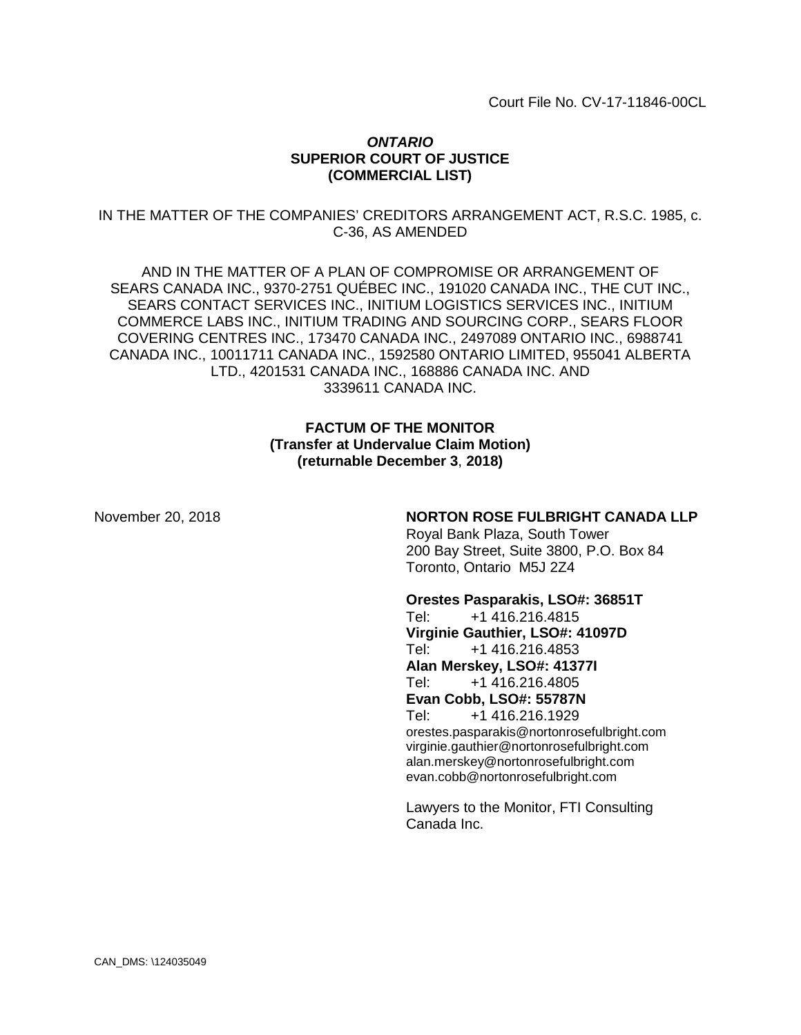Court File No. CV-17-11846-00CL

***ONTARIO***
**SUPERIOR COURT OF JUSTICE**
**(COMMERCIAL LIST)**

IN THE MATTER OF THE COMPANIES' CREDITORS ARRANGEMENT ACT, R.S.C. 1985, c. C-36, AS AMENDED

AND IN THE MATTER OF A PLAN OF COMPROMISE OR ARRANGEMENT OF SEARS CANADA INC., 9370-2751 QUÉBEC INC., 191020 CANADA INC., THE CUT INC., SEARS CONTACT SERVICES INC., INITIUM LOGISTICS SERVICES INC., INITIUM COMMERCE LABS INC., INITIUM TRADING AND SOURCING CORP., SEARS FLOOR COVERING CENTRES INC., 173470 CANADA INC., 2497089 ONTARIO INC., 6988741 CANADA INC., 10011711 CANADA INC., 1592580 ONTARIO LIMITED, 955041 ALBERTA LTD., 4201531 CANADA INC., 168886 CANADA INC. AND 3339611 CANADA INC.

**FACTUM OF THE MONITOR**
**(Transfer at Undervalue Claim Motion)**
**(returnable December 3, 2018)**

November 20, 2018

**NORTON ROSE FULBRIGHT CANADA LLP**
Royal Bank Plaza, South Tower
200 Bay Street, Suite 3800, P.O. Box 84
Toronto, Ontario M5J 2Z4

**Orestes Pasparakis, LSO#: 36851T**
Tel: +1 416.216.4815
**Virginie Gauthier, LSO#: 41097D**
Tel: +1 416.216.4853
**Alan Merskey, LSO#: 41377I**
Tel: +1 416.216.4805
**Evan Cobb, LSO#: 55787N**
Tel: +1 416.216.1929
orestes.pasparakis@nortonrosefulbright.com
virginie.gauthier@nortonrosefulbright.com
alan.merskey@nortonrosefulbright.com
evan.cobb@nortonrosefulbright.com

Lawyers to the Monitor, FTI Consulting Canada Inc.

CAN_DMS: \124035049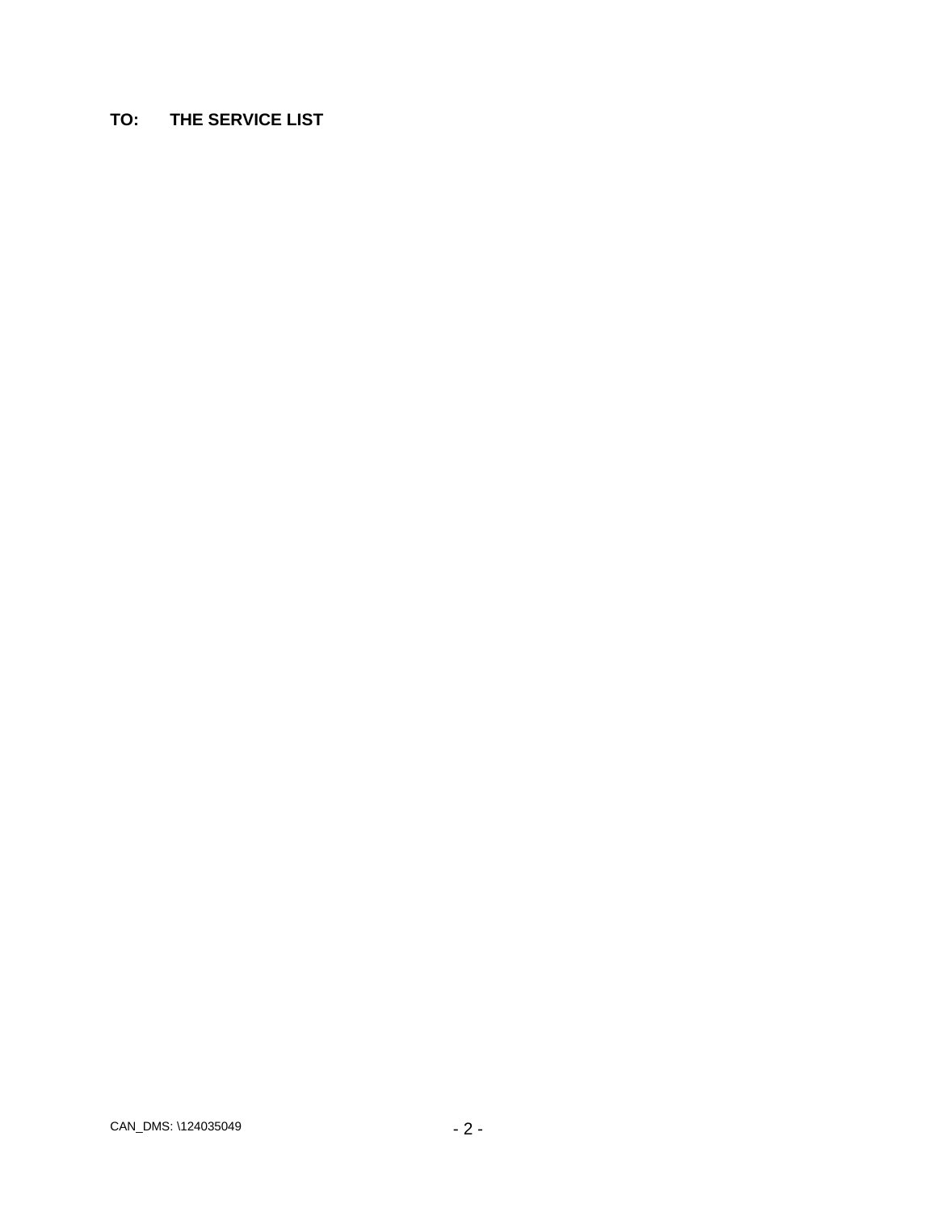**TO: THE SERVICE LIST**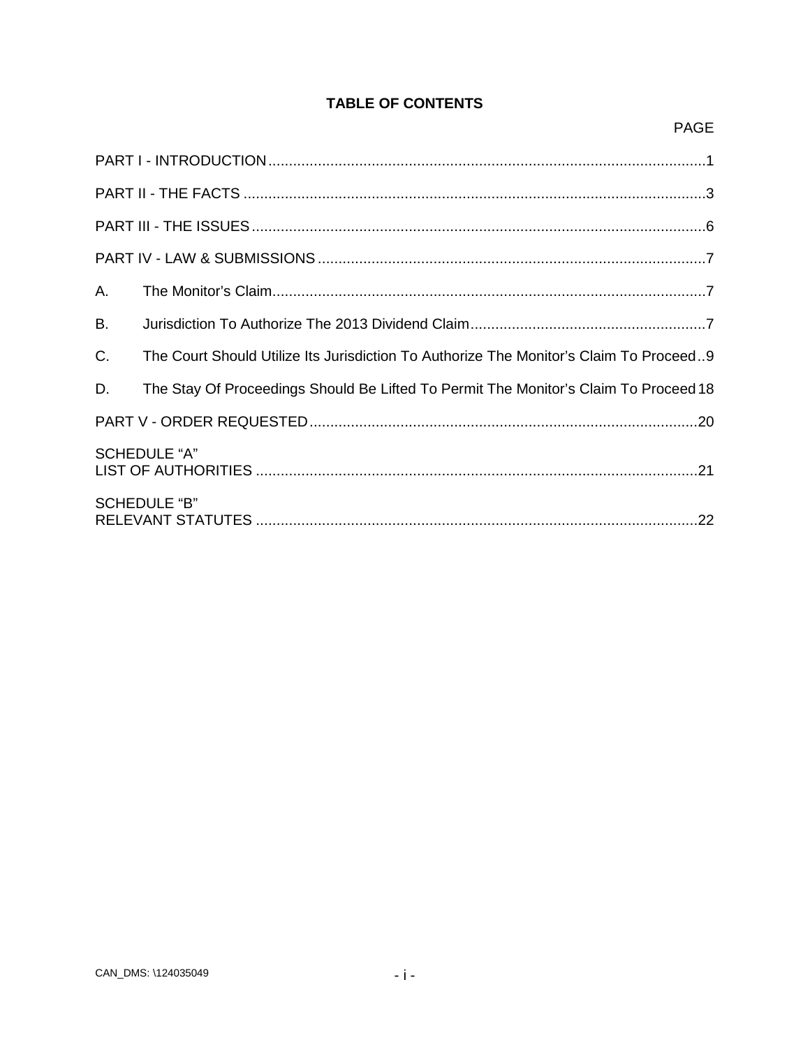# TABLE OF CONTENTS

| | PAGE |
|---|---|
| PART I - INTRODUCTION | 1 |
| PART II - THE FACTS | 3 |
| PART III - THE ISSUES | 6 |
| PART IV - LAW & SUBMISSIONS | 7 |
| A. The Monitor's Claim | 7 |
| B. Jurisdiction To Authorize The 2013 Dividend Claim | 7 |
| C. The Court Should Utilize Its Jurisdiction To Authorize The Monitor's Claim To Proceed | 9 |
| D. The Stay Of Proceedings Should Be Lifted To Permit The Monitor's Claim To Proceed | 18 |
| PART V - ORDER REQUESTED | 20 |
| SCHEDULE "A" LIST OF AUTHORITIES | 21 |
| SCHEDULE "B" RELEVANT STATUTES | 22 |

CAN_DMS: \124035049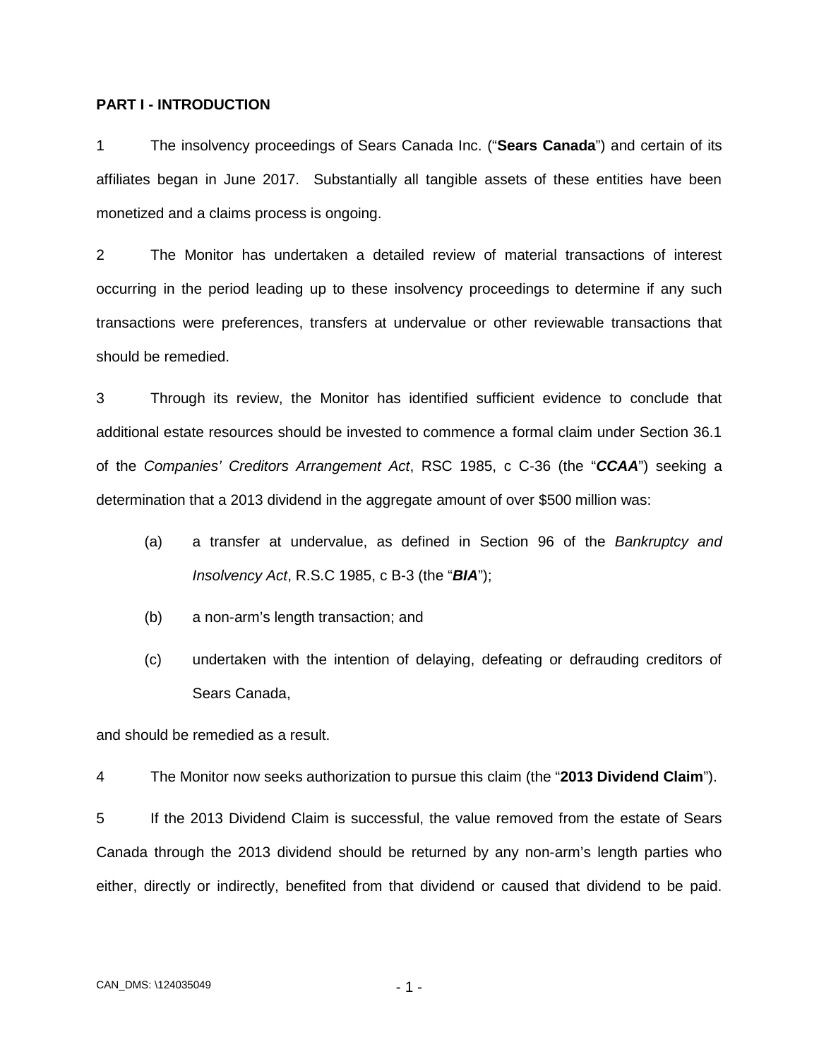**PART I - INTRODUCTION**

1 The insolvency proceedings of Sears Canada Inc. ("**Sears Canada**") and certain of its affiliates began in June 2017. Substantially all tangible assets of these entities have been monetized and a claims process is ongoing.

2 The Monitor has undertaken a detailed review of material transactions of interest occurring in the period leading up to these insolvency proceedings to determine if any such transactions were preferences, transfers at undervalue or other reviewable transactions that should be remedied.

3 Through its review, the Monitor has identified sufficient evidence to conclude that additional estate resources should be invested to commence a formal claim under Section 36.1 of the *Companies' Creditors Arrangement Act*, RSC 1985, c C-36 (the "***CCAA***") seeking a determination that a 2013 dividend in the aggregate amount of over $500 million was:

(a) a transfer at undervalue, as defined in Section 96 of the *Bankruptcy and Insolvency Act*, R.S.C 1985, c B-3 (the "***BIA***");

(b) a non-arm's length transaction; and

(c) undertaken with the intention of delaying, defeating or defrauding creditors of Sears Canada,

and should be remedied as a result.

4 The Monitor now seeks authorization to pursue this claim (the "**2013 Dividend Claim**").

5 If the 2013 Dividend Claim is successful, the value removed from the estate of Sears Canada through the 2013 dividend should be returned by any non-arm's length parties who either, directly or indirectly, benefited from that dividend or caused that dividend to be paid.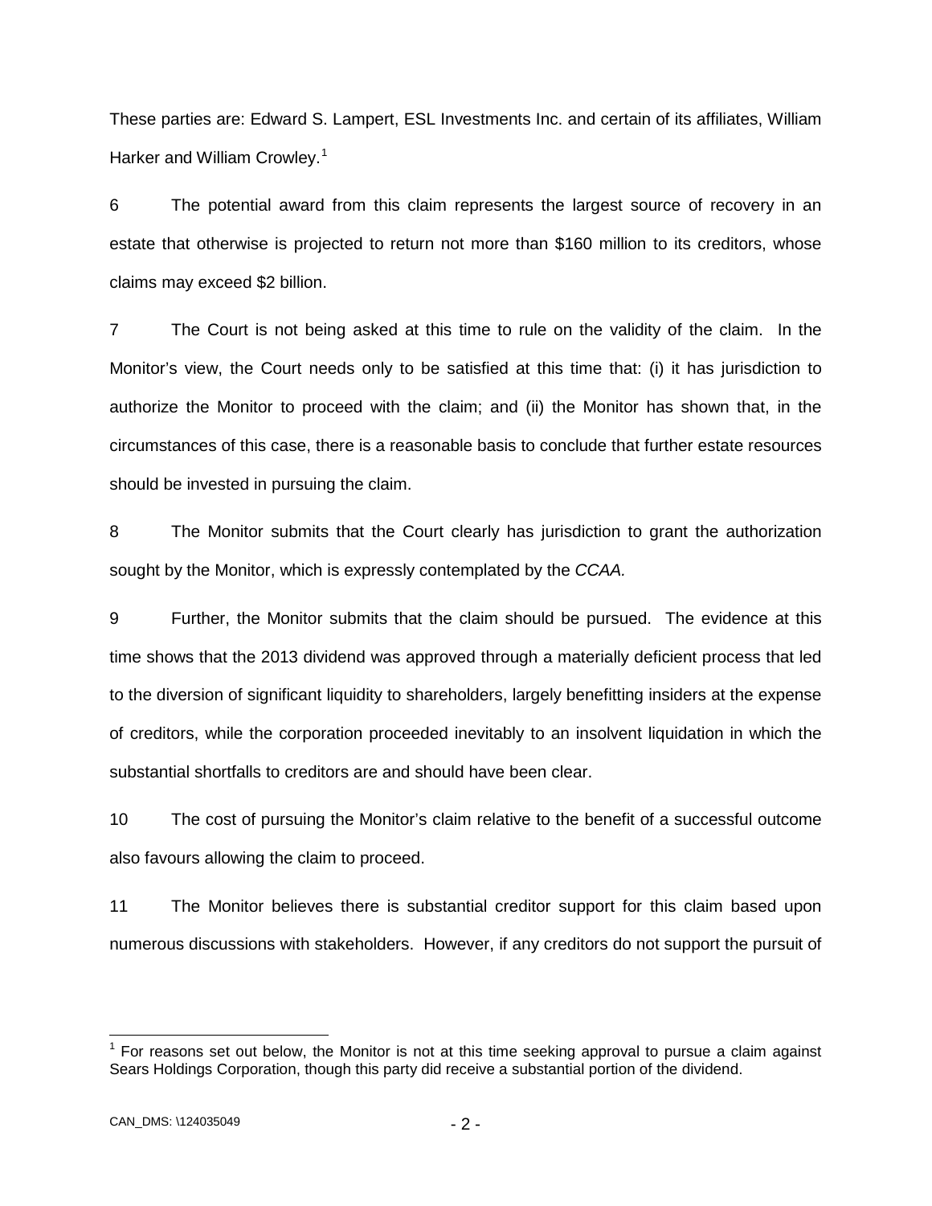These parties are: Edward S. Lampert, ESL Investments Inc. and certain of its affiliates, William Harker and William Crowley.[1]

6 The potential award from this claim represents the largest source of recovery in an estate that otherwise is projected to return not more than $160 million to its creditors, whose claims may exceed $2 billion.

7 The Court is not being asked at this time to rule on the validity of the claim. In the Monitor's view, the Court needs only to be satisfied at this time that: (i) it has jurisdiction to authorize the Monitor to proceed with the claim; and (ii) the Monitor has shown that, in the circumstances of this case, there is a reasonable basis to conclude that further estate resources should be invested in pursuing the claim.

8 The Monitor submits that the Court clearly has jurisdiction to grant the authorization sought by the Monitor, which is expressly contemplated by the *CCAA.*

9 Further, the Monitor submits that the claim should be pursued. The evidence at this time shows that the 2013 dividend was approved through a materially deficient process that led to the diversion of significant liquidity to shareholders, largely benefitting insiders at the expense of creditors, while the corporation proceeded inevitably to an insolvent liquidation in which the substantial shortfalls to creditors are and should have been clear.

10 The cost of pursuing the Monitor's claim relative to the benefit of a successful outcome also favours allowing the claim to proceed.

11 The Monitor believes there is substantial creditor support for this claim based upon numerous discussions with stakeholders. However, if any creditors do not support the pursuit of

[1] For reasons set out below, the Monitor is not at this time seeking approval to pursue a claim against Sears Holdings Corporation, though this party did receive a substantial portion of the dividend.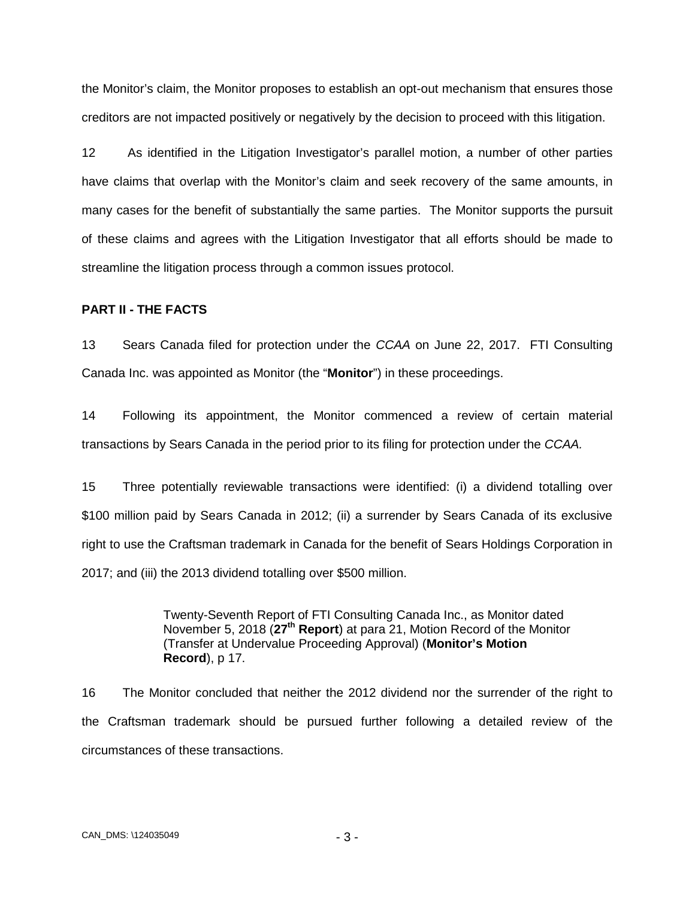the Monitor's claim, the Monitor proposes to establish an opt-out mechanism that ensures those creditors are not impacted positively or negatively by the decision to proceed with this litigation.

12 As identified in the Litigation Investigator's parallel motion, a number of other parties have claims that overlap with the Monitor's claim and seek recovery of the same amounts, in many cases for the benefit of substantially the same parties. The Monitor supports the pursuit of these claims and agrees with the Litigation Investigator that all efforts should be made to streamline the litigation process through a common issues protocol.

**PART II - THE FACTS**

13 Sears Canada filed for protection under the *CCAA* on June 22, 2017. FTI Consulting Canada Inc. was appointed as Monitor (the "**Monitor**") in these proceedings.

14 Following its appointment, the Monitor commenced a review of certain material transactions by Sears Canada in the period prior to its filing for protection under the *CCAA.*

15 Three potentially reviewable transactions were identified: (i) a dividend totalling over \$100 million paid by Sears Canada in 2012; (ii) a surrender by Sears Canada of its exclusive right to use the Craftsman trademark in Canada for the benefit of Sears Holdings Corporation in 2017; and (iii) the 2013 dividend totalling over \$500 million.

> Twenty-Seventh Report of FTI Consulting Canada Inc., as Monitor dated November 5, 2018 (**27th Report**) at para 21, Motion Record of the Monitor (Transfer at Undervalue Proceeding Approval) (**Monitor's Motion Record**), p 17.

16 The Monitor concluded that neither the 2012 dividend nor the surrender of the right to the Craftsman trademark should be pursued further following a detailed review of the circumstances of these transactions.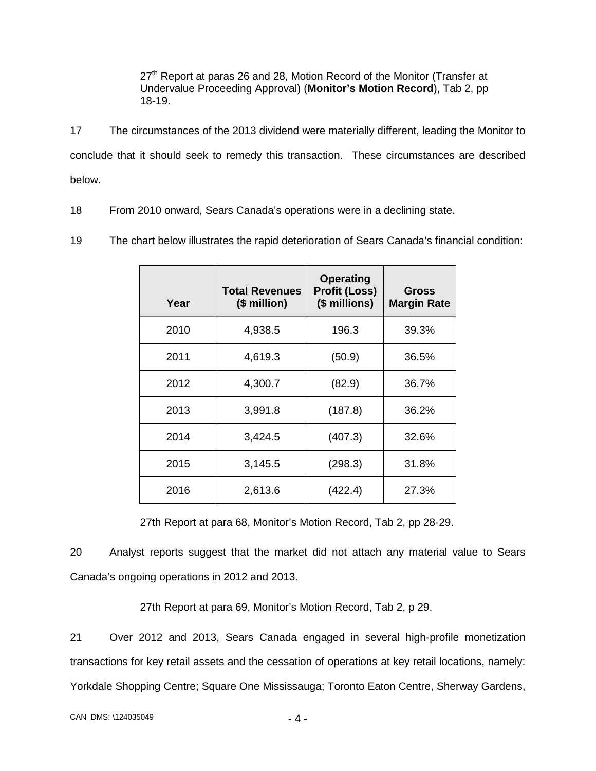27th Report at paras 26 and 28, Motion Record of the Monitor (Transfer at Undervalue Proceeding Approval) (**Monitor's Motion Record**), Tab 2, pp 18-19.

17 The circumstances of the 2013 dividend were materially different, leading the Monitor to conclude that it should seek to remedy this transaction. These circumstances are described below.

18 From 2010 onward, Sears Canada's operations were in a declining state.

19 The chart below illustrates the rapid deterioration of Sears Canada's financial condition:

| Year | Total Revenues ($ million) | Operating Profit (Loss) ($ millions) | Gross Margin Rate |
|---|---|---|---|
| 2010 | 4,938.5 | 196.3 | 39.3% |
| 2011 | 4,619.3 | (50.9) | 36.5% |
| 2012 | 4,300.7 | (82.9) | 36.7% |
| 2013 | 3,991.8 | (187.8) | 36.2% |
| 2014 | 3,424.5 | (407.3) | 32.6% |
| 2015 | 3,145.5 | (298.3) | 31.8% |
| 2016 | 2,613.6 | (422.4) | 27.3% |

27th Report at para 68, Monitor's Motion Record, Tab 2, pp 28-29.

20 Analyst reports suggest that the market did not attach any material value to Sears Canada's ongoing operations in 2012 and 2013.

27th Report at para 69, Monitor's Motion Record, Tab 2, p 29.

21 Over 2012 and 2013, Sears Canada engaged in several high-profile monetization transactions for key retail assets and the cessation of operations at key retail locations, namely: Yorkdale Shopping Centre; Square One Mississauga; Toronto Eaton Centre, Sherway Gardens,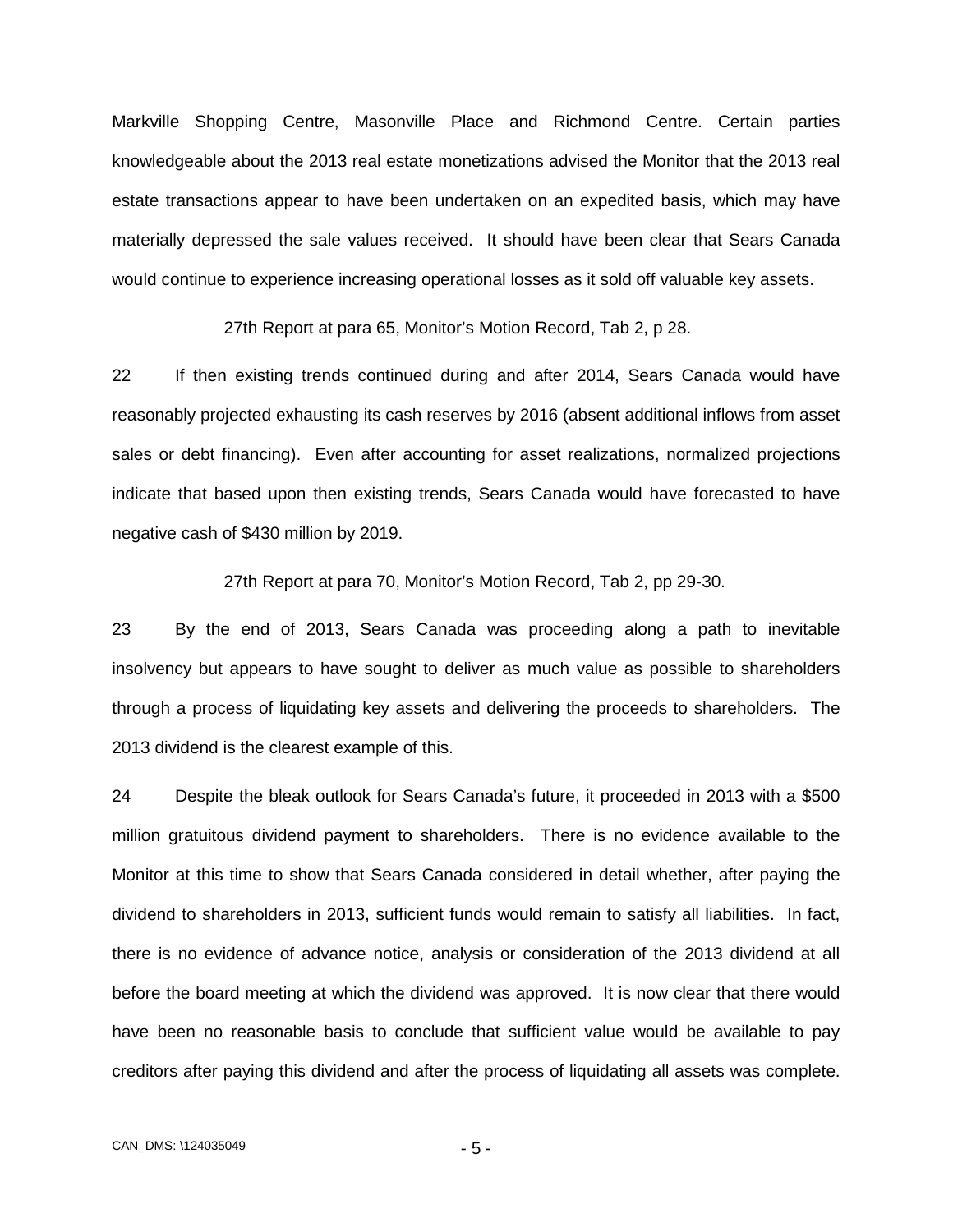Markville Shopping Centre, Masonville Place and Richmond Centre. Certain parties knowledgeable about the 2013 real estate monetizations advised the Monitor that the 2013 real estate transactions appear to have been undertaken on an expedited basis, which may have materially depressed the sale values received. It should have been clear that Sears Canada would continue to experience increasing operational losses as it sold off valuable key assets.

27th Report at para 65, Monitor's Motion Record, Tab 2, p 28.

22 If then existing trends continued during and after 2014, Sears Canada would have reasonably projected exhausting its cash reserves by 2016 (absent additional inflows from asset sales or debt financing). Even after accounting for asset realizations, normalized projections indicate that based upon then existing trends, Sears Canada would have forecasted to have negative cash of $430 million by 2019.

27th Report at para 70, Monitor's Motion Record, Tab 2, pp 29-30.

23 By the end of 2013, Sears Canada was proceeding along a path to inevitable insolvency but appears to have sought to deliver as much value as possible to shareholders through a process of liquidating key assets and delivering the proceeds to shareholders. The 2013 dividend is the clearest example of this.

24 Despite the bleak outlook for Sears Canada's future, it proceeded in 2013 with a $500 million gratuitous dividend payment to shareholders. There is no evidence available to the Monitor at this time to show that Sears Canada considered in detail whether, after paying the dividend to shareholders in 2013, sufficient funds would remain to satisfy all liabilities. In fact, there is no evidence of advance notice, analysis or consideration of the 2013 dividend at all before the board meeting at which the dividend was approved. It is now clear that there would have been no reasonable basis to conclude that sufficient value would be available to pay creditors after paying this dividend and after the process of liquidating all assets was complete.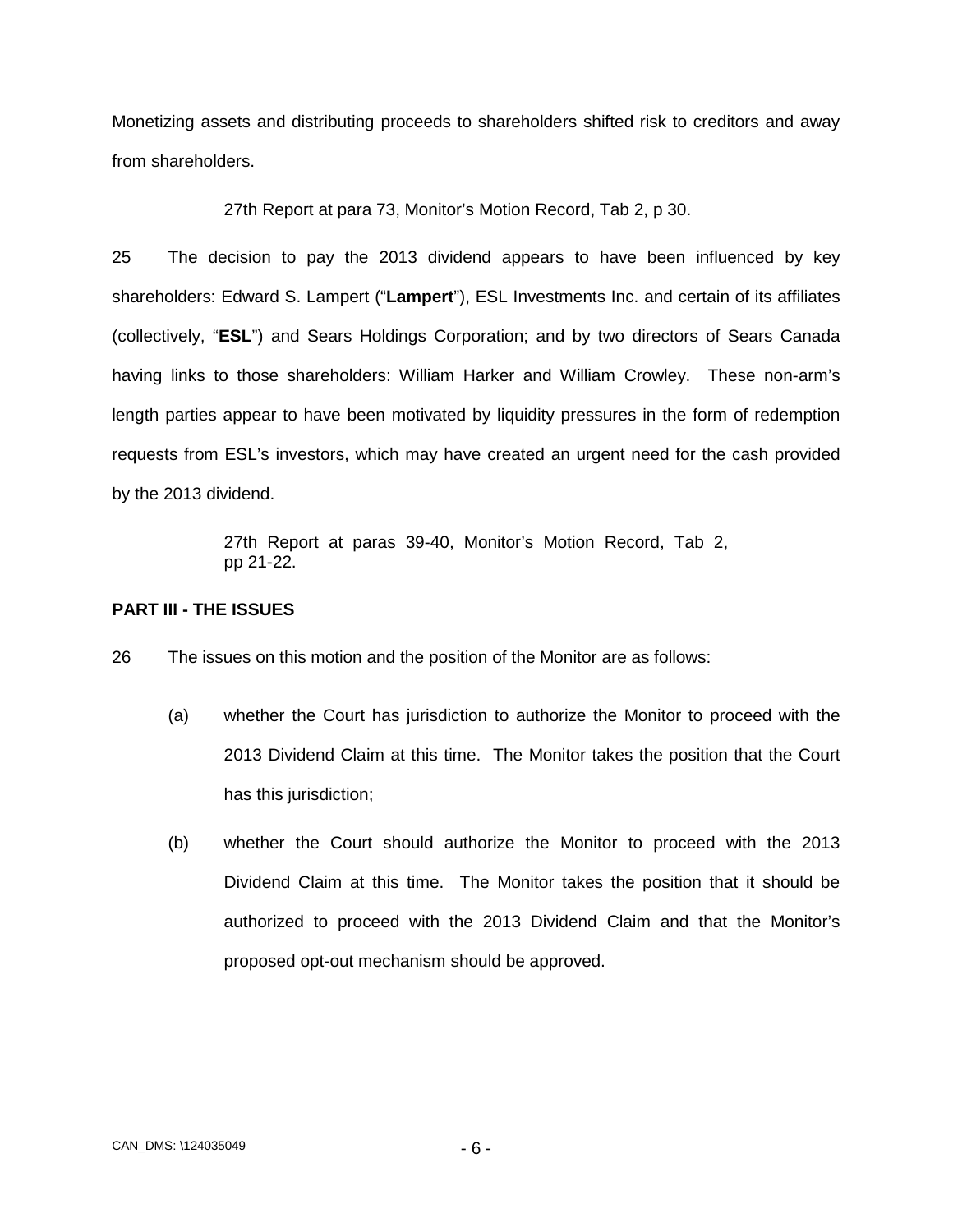Monetizing assets and distributing proceeds to shareholders shifted risk to creditors and away from shareholders.

> 27th Report at para 73, Monitor's Motion Record, Tab 2, p 30.

25 The decision to pay the 2013 dividend appears to have been influenced by key shareholders: Edward S. Lampert ("**Lampert**"), ESL Investments Inc. and certain of its affiliates (collectively, "**ESL**") and Sears Holdings Corporation; and by two directors of Sears Canada having links to those shareholders: William Harker and William Crowley. These non-arm's length parties appear to have been motivated by liquidity pressures in the form of redemption requests from ESL's investors, which may have created an urgent need for the cash provided by the 2013 dividend.

> 27th Report at paras 39-40, Monitor's Motion Record, Tab 2, pp 21-22.

**PART III - THE ISSUES**

26 The issues on this motion and the position of the Monitor are as follows:

(a) whether the Court has jurisdiction to authorize the Monitor to proceed with the 2013 Dividend Claim at this time. The Monitor takes the position that the Court has this jurisdiction;

(b) whether the Court should authorize the Monitor to proceed with the 2013 Dividend Claim at this time. The Monitor takes the position that it should be authorized to proceed with the 2013 Dividend Claim and that the Monitor's proposed opt-out mechanism should be approved.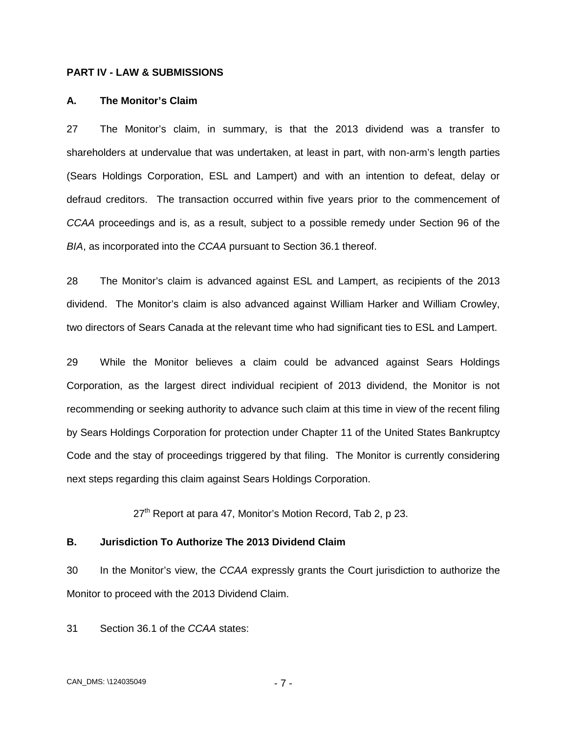## PART IV - LAW & SUBMISSIONS

### A. The Monitor's Claim

27 The Monitor's claim, in summary, is that the 2013 dividend was a transfer to shareholders at undervalue that was undertaken, at least in part, with non-arm's length parties (Sears Holdings Corporation, ESL and Lampert) and with an intention to defeat, delay or defraud creditors. The transaction occurred within five years prior to the commencement of *CCAA* proceedings and is, as a result, subject to a possible remedy under Section 96 of the *BIA*, as incorporated into the *CCAA* pursuant to Section 36.1 thereof.

28 The Monitor's claim is advanced against ESL and Lampert, as recipients of the 2013 dividend. The Monitor's claim is also advanced against William Harker and William Crowley, two directors of Sears Canada at the relevant time who had significant ties to ESL and Lampert.

29 While the Monitor believes a claim could be advanced against Sears Holdings Corporation, as the largest direct individual recipient of 2013 dividend, the Monitor is not recommending or seeking authority to advance such claim at this time in view of the recent filing by Sears Holdings Corporation for protection under Chapter 11 of the United States Bankruptcy Code and the stay of proceedings triggered by that filing. The Monitor is currently considering next steps regarding this claim against Sears Holdings Corporation.

27th Report at para 47, Monitor's Motion Record, Tab 2, p 23.

### B. Jurisdiction To Authorize The 2013 Dividend Claim

30 In the Monitor's view, the *CCAA* expressly grants the Court jurisdiction to authorize the Monitor to proceed with the 2013 Dividend Claim.

31 Section 36.1 of the *CCAA* states: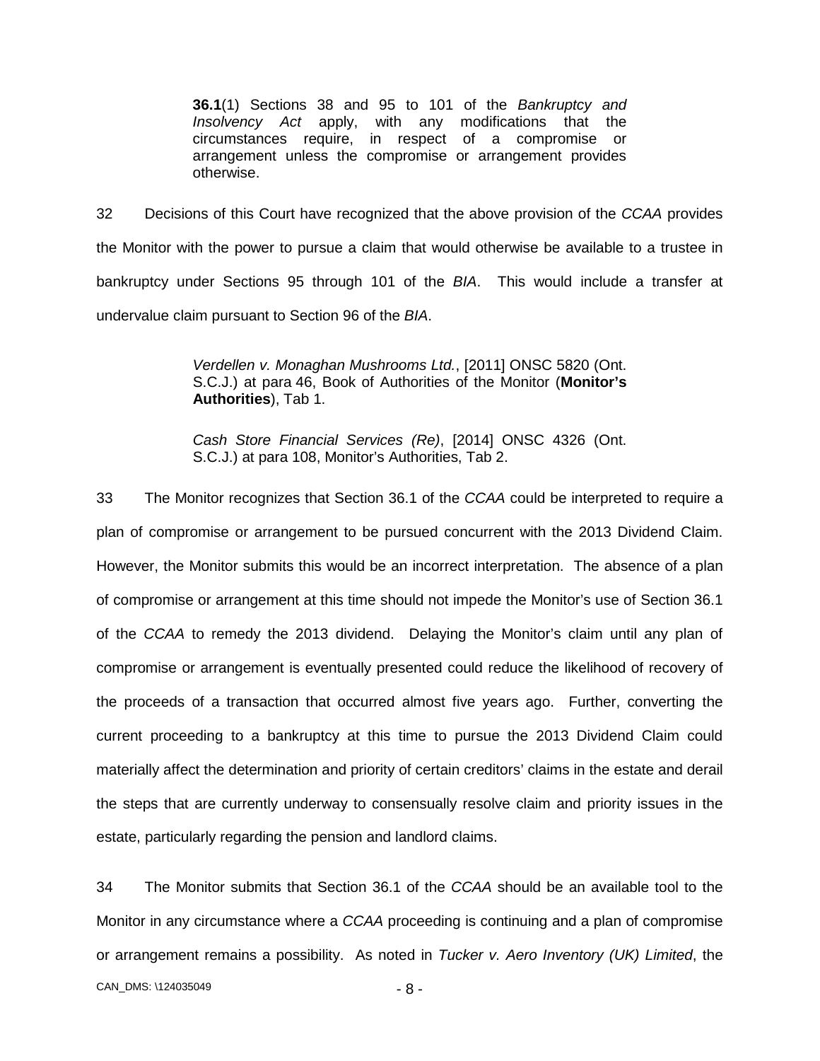> **36.1**(1) Sections 38 and 95 to 101 of the *Bankruptcy and Insolvency Act* apply, with any modifications that the circumstances require, in respect of a compromise or arrangement unless the compromise or arrangement provides otherwise.

32 Decisions of this Court have recognized that the above provision of the *CCAA* provides the Monitor with the power to pursue a claim that would otherwise be available to a trustee in bankruptcy under Sections 95 through 101 of the *BIA*. This would include a transfer at undervalue claim pursuant to Section 96 of the *BIA*.

> *Verdellen v. Monaghan Mushrooms Ltd.*, [2011] ONSC 5820 (Ont. S.C.J.) at para 46, Book of Authorities of the Monitor (**Monitor's Authorities**), Tab 1.
>
> *Cash Store Financial Services (Re)*, [2014] ONSC 4326 (Ont. S.C.J.) at para 108, Monitor's Authorities, Tab 2.

33 The Monitor recognizes that Section 36.1 of the *CCAA* could be interpreted to require a plan of compromise or arrangement to be pursued concurrent with the 2013 Dividend Claim. However, the Monitor submits this would be an incorrect interpretation. The absence of a plan of compromise or arrangement at this time should not impede the Monitor's use of Section 36.1 of the *CCAA* to remedy the 2013 dividend. Delaying the Monitor's claim until any plan of compromise or arrangement is eventually presented could reduce the likelihood of recovery of the proceeds of a transaction that occurred almost five years ago. Further, converting the current proceeding to a bankruptcy at this time to pursue the 2013 Dividend Claim could materially affect the determination and priority of certain creditors' claims in the estate and derail the steps that are currently underway to consensually resolve claim and priority issues in the estate, particularly regarding the pension and landlord claims.

34 The Monitor submits that Section 36.1 of the *CCAA* should be an available tool to the Monitor in any circumstance where a *CCAA* proceeding is continuing and a plan of compromise or arrangement remains a possibility. As noted in *Tucker v. Aero Inventory (UK) Limited*, the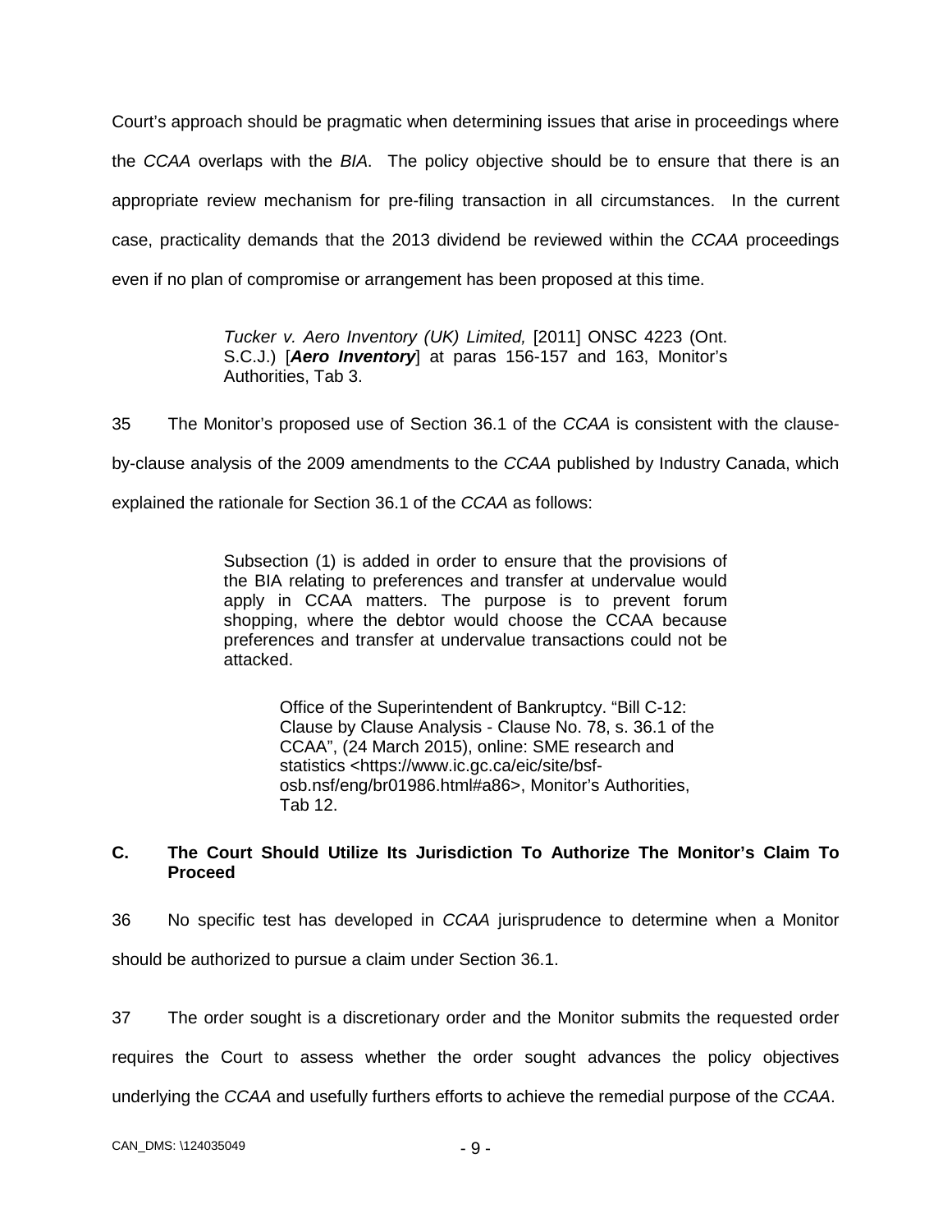Court's approach should be pragmatic when determining issues that arise in proceedings where the *CCAA* overlaps with the *BIA*. The policy objective should be to ensure that there is an appropriate review mechanism for pre-filing transaction in all circumstances. In the current case, practicality demands that the 2013 dividend be reviewed within the *CCAA* proceedings even if no plan of compromise or arrangement has been proposed at this time.

> *Tucker v. Aero Inventory (UK) Limited,* [2011] ONSC 4223 (Ont. S.C.J.) [***Aero Inventory***] at paras 156-157 and 163, Monitor's Authorities, Tab 3.

35 The Monitor's proposed use of Section 36.1 of the *CCAA* is consistent with the clause-by-clause analysis of the 2009 amendments to the *CCAA* published by Industry Canada, which explained the rationale for Section 36.1 of the *CCAA* as follows:

> Subsection (1) is added in order to ensure that the provisions of the BIA relating to preferences and transfer at undervalue would apply in CCAA matters. The purpose is to prevent forum shopping, where the debtor would choose the CCAA because preferences and transfer at undervalue transactions could not be attacked.
>
> > Office of the Superintendent of Bankruptcy. "Bill C-12: Clause by Clause Analysis - Clause No. 78, s. 36.1 of the CCAA", (24 March 2015), online: SME research and statistics <https://www.ic.gc.ca/eic/site/bsf-osb.nsf/eng/br01986.html#a86>, Monitor's Authorities, Tab 12.

### C. The Court Should Utilize Its Jurisdiction To Authorize The Monitor's Claim To Proceed

36 No specific test has developed in *CCAA* jurisprudence to determine when a Monitor should be authorized to pursue a claim under Section 36.1.

37 The order sought is a discretionary order and the Monitor submits the requested order requires the Court to assess whether the order sought advances the policy objectives underlying the *CCAA* and usefully furthers efforts to achieve the remedial purpose of the *CCAA*.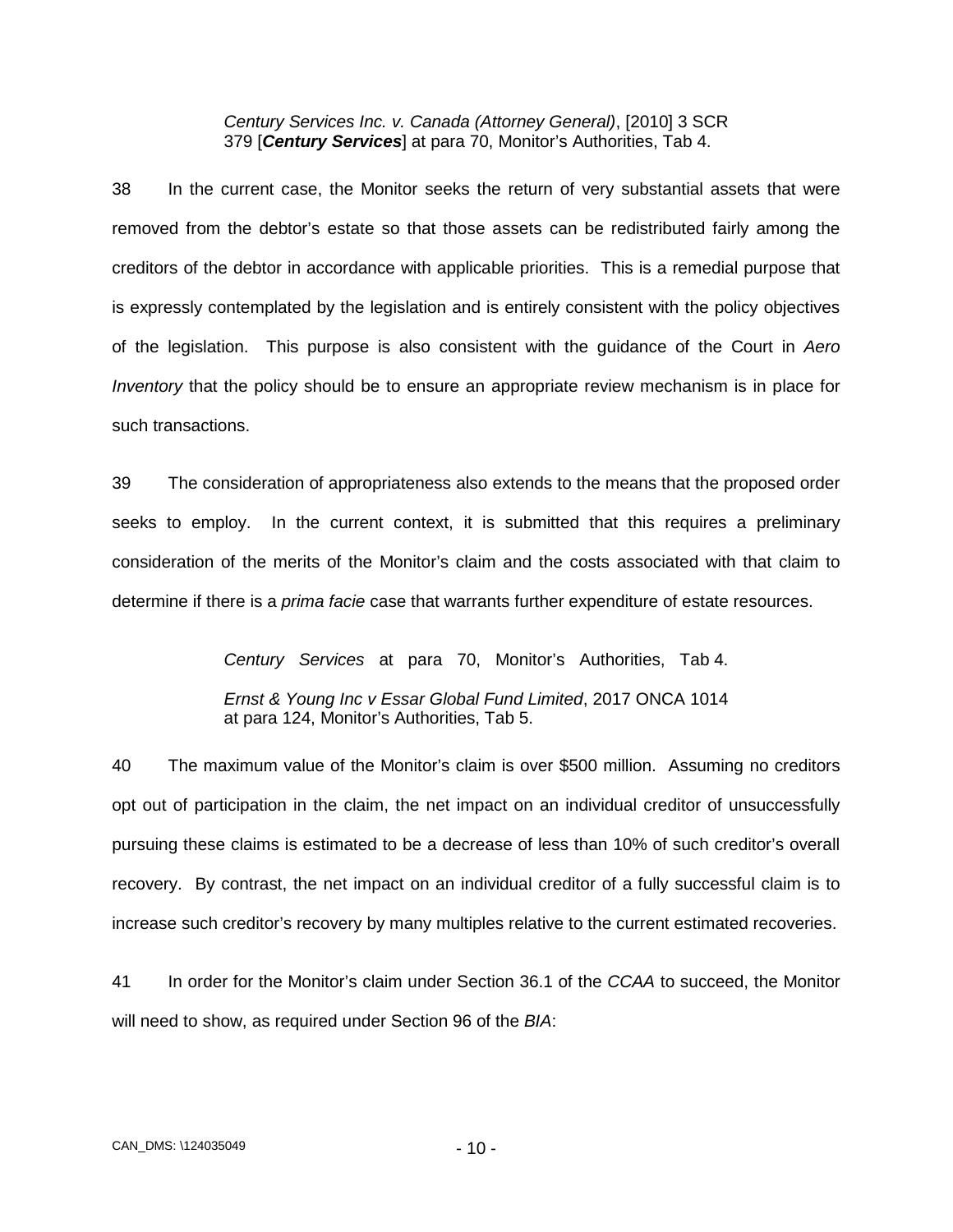*Century Services Inc. v. Canada (Attorney General)*, [2010] 3 SCR 379 [***Century Services***] at para 70, Monitor's Authorities, Tab 4.

38 In the current case, the Monitor seeks the return of very substantial assets that were removed from the debtor's estate so that those assets can be redistributed fairly among the creditors of the debtor in accordance with applicable priorities. This is a remedial purpose that is expressly contemplated by the legislation and is entirely consistent with the policy objectives of the legislation. This purpose is also consistent with the guidance of the Court in *Aero Inventory* that the policy should be to ensure an appropriate review mechanism is in place for such transactions.

39 The consideration of appropriateness also extends to the means that the proposed order seeks to employ. In the current context, it is submitted that this requires a preliminary consideration of the merits of the Monitor's claim and the costs associated with that claim to determine if there is a *prima facie* case that warrants further expenditure of estate resources.

*Century Services* at para 70, Monitor's Authorities, Tab 4.

*Ernst & Young Inc v Essar Global Fund Limited*, 2017 ONCA 1014 at para 124, Monitor's Authorities, Tab 5.

40 The maximum value of the Monitor's claim is over $500 million. Assuming no creditors opt out of participation in the claim, the net impact on an individual creditor of unsuccessfully pursuing these claims is estimated to be a decrease of less than 10% of such creditor's overall recovery. By contrast, the net impact on an individual creditor of a fully successful claim is to increase such creditor's recovery by many multiples relative to the current estimated recoveries.

41 In order for the Monitor's claim under Section 36.1 of the *CCAA* to succeed, the Monitor will need to show, as required under Section 96 of the *BIA*: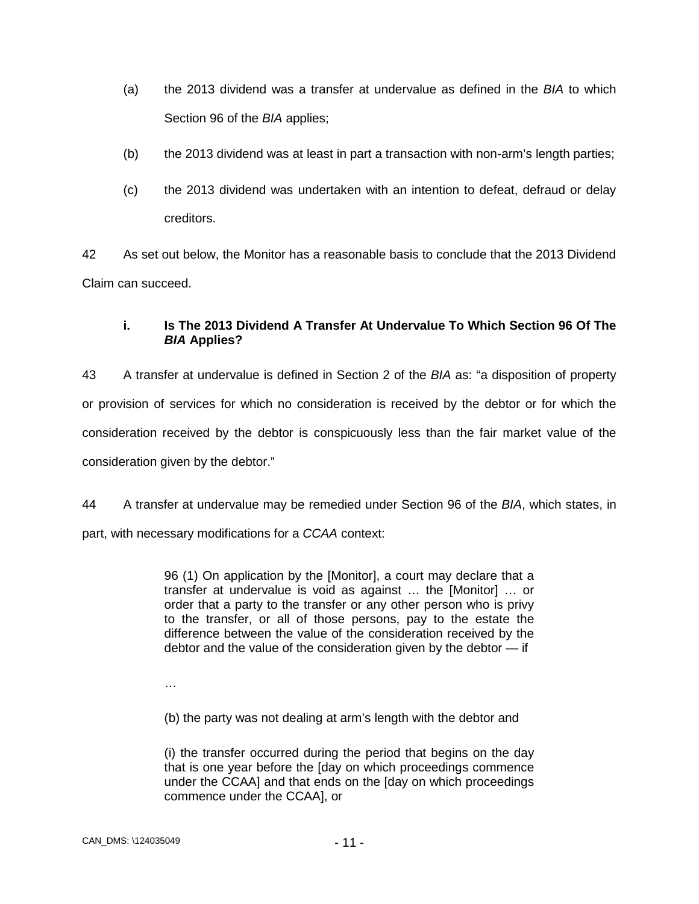(a) the 2013 dividend was a transfer at undervalue as defined in the *BIA* to which Section 96 of the *BIA* applies;

(b) the 2013 dividend was at least in part a transaction with non-arm's length parties;

(c) the 2013 dividend was undertaken with an intention to defeat, defraud or delay creditors.

42 As set out below, the Monitor has a reasonable basis to conclude that the 2013 Dividend Claim can succeed.

### i. Is The 2013 Dividend A Transfer At Undervalue To Which Section 96 Of The *BIA* Applies?

43 A transfer at undervalue is defined in Section 2 of the *BIA* as: "a disposition of property or provision of services for which no consideration is received by the debtor or for which the consideration received by the debtor is conspicuously less than the fair market value of the consideration given by the debtor."

44 A transfer at undervalue may be remedied under Section 96 of the *BIA*, which states, in part, with necessary modifications for a *CCAA* context:

> 96 (1) On application by the [Monitor], a court may declare that a transfer at undervalue is void as against … the [Monitor] … or order that a party to the transfer or any other person who is privy to the transfer, or all of those persons, pay to the estate the difference between the value of the consideration received by the debtor and the value of the consideration given by the debtor — if
>
> …
>
> (b) the party was not dealing at arm's length with the debtor and
>
> (i) the transfer occurred during the period that begins on the day that is one year before the [day on which proceedings commence under the CCAA] and that ends on the [day on which proceedings commence under the CCAA], or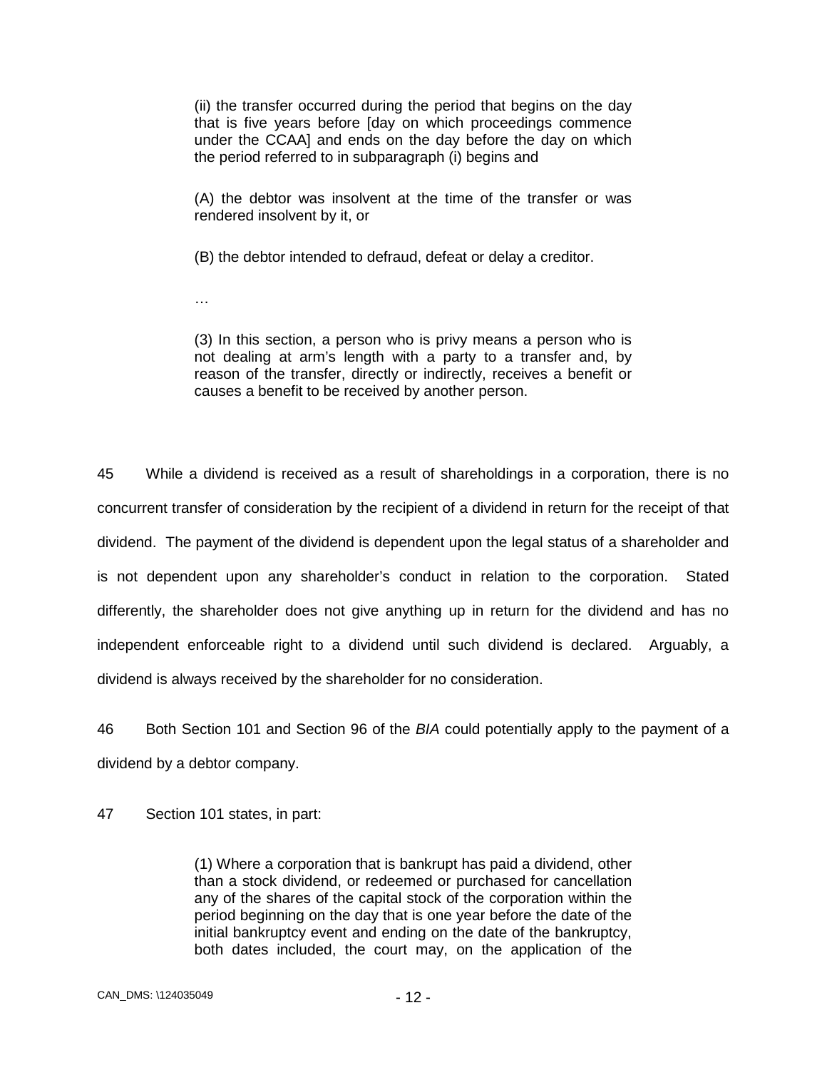> (ii) the transfer occurred during the period that begins on the day that is five years before [day on which proceedings commence under the CCAA] and ends on the day before the day on which the period referred to in subparagraph (i) begins and
>
> (A) the debtor was insolvent at the time of the transfer or was rendered insolvent by it, or
>
> (B) the debtor intended to defraud, defeat or delay a creditor.
>
> …
>
> (3) In this section, a person who is privy means a person who is not dealing at arm's length with a party to a transfer and, by reason of the transfer, directly or indirectly, receives a benefit or causes a benefit to be received by another person.

45 While a dividend is received as a result of shareholdings in a corporation, there is no concurrent transfer of consideration by the recipient of a dividend in return for the receipt of that dividend. The payment of the dividend is dependent upon the legal status of a shareholder and is not dependent upon any shareholder's conduct in relation to the corporation. Stated differently, the shareholder does not give anything up in return for the dividend and has no independent enforceable right to a dividend until such dividend is declared. Arguably, a dividend is always received by the shareholder for no consideration.

46 Both Section 101 and Section 96 of the *BIA* could potentially apply to the payment of a dividend by a debtor company.

47 Section 101 states, in part:

> (1) Where a corporation that is bankrupt has paid a dividend, other than a stock dividend, or redeemed or purchased for cancellation any of the shares of the capital stock of the corporation within the period beginning on the day that is one year before the date of the initial bankruptcy event and ending on the date of the bankruptcy, both dates included, the court may, on the application of the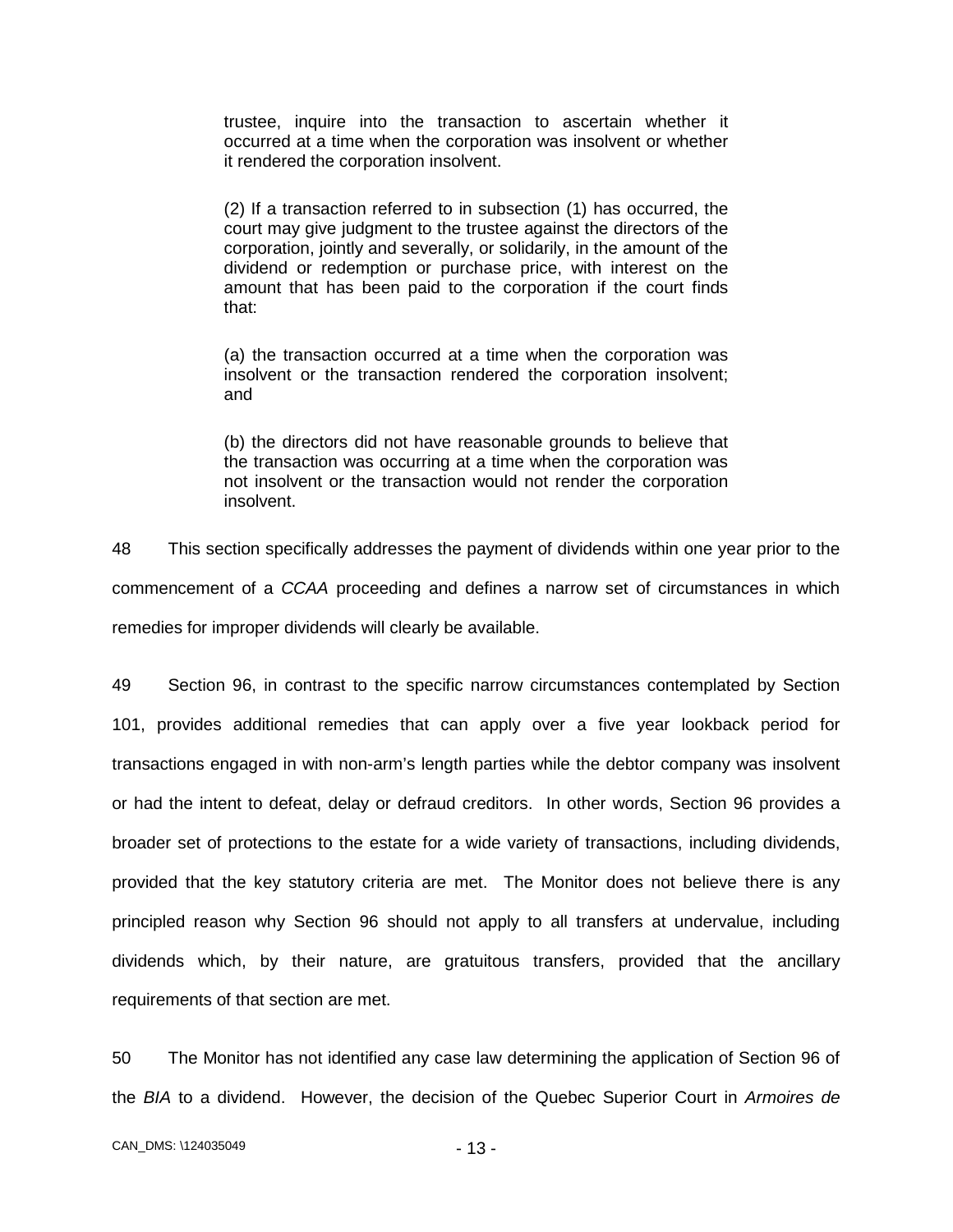> trustee, inquire into the transaction to ascertain whether it occurred at a time when the corporation was insolvent or whether it rendered the corporation insolvent.
>
> (2) If a transaction referred to in subsection (1) has occurred, the court may give judgment to the trustee against the directors of the corporation, jointly and severally, or solidarily, in the amount of the dividend or redemption or purchase price, with interest on the amount that has been paid to the corporation if the court finds that:
>
> (a) the transaction occurred at a time when the corporation was insolvent or the transaction rendered the corporation insolvent; and
>
> (b) the directors did not have reasonable grounds to believe that the transaction was occurring at a time when the corporation was not insolvent or the transaction would not render the corporation insolvent.

48 This section specifically addresses the payment of dividends within one year prior to the commencement of a *CCAA* proceeding and defines a narrow set of circumstances in which remedies for improper dividends will clearly be available.

49 Section 96, in contrast to the specific narrow circumstances contemplated by Section 101, provides additional remedies that can apply over a five year lookback period for transactions engaged in with non-arm's length parties while the debtor company was insolvent or had the intent to defeat, delay or defraud creditors. In other words, Section 96 provides a broader set of protections to the estate for a wide variety of transactions, including dividends, provided that the key statutory criteria are met. The Monitor does not believe there is any principled reason why Section 96 should not apply to all transfers at undervalue, including dividends which, by their nature, are gratuitous transfers, provided that the ancillary requirements of that section are met.

50 The Monitor has not identified any case law determining the application of Section 96 of the *BIA* to a dividend. However, the decision of the Quebec Superior Court in *Armoires de*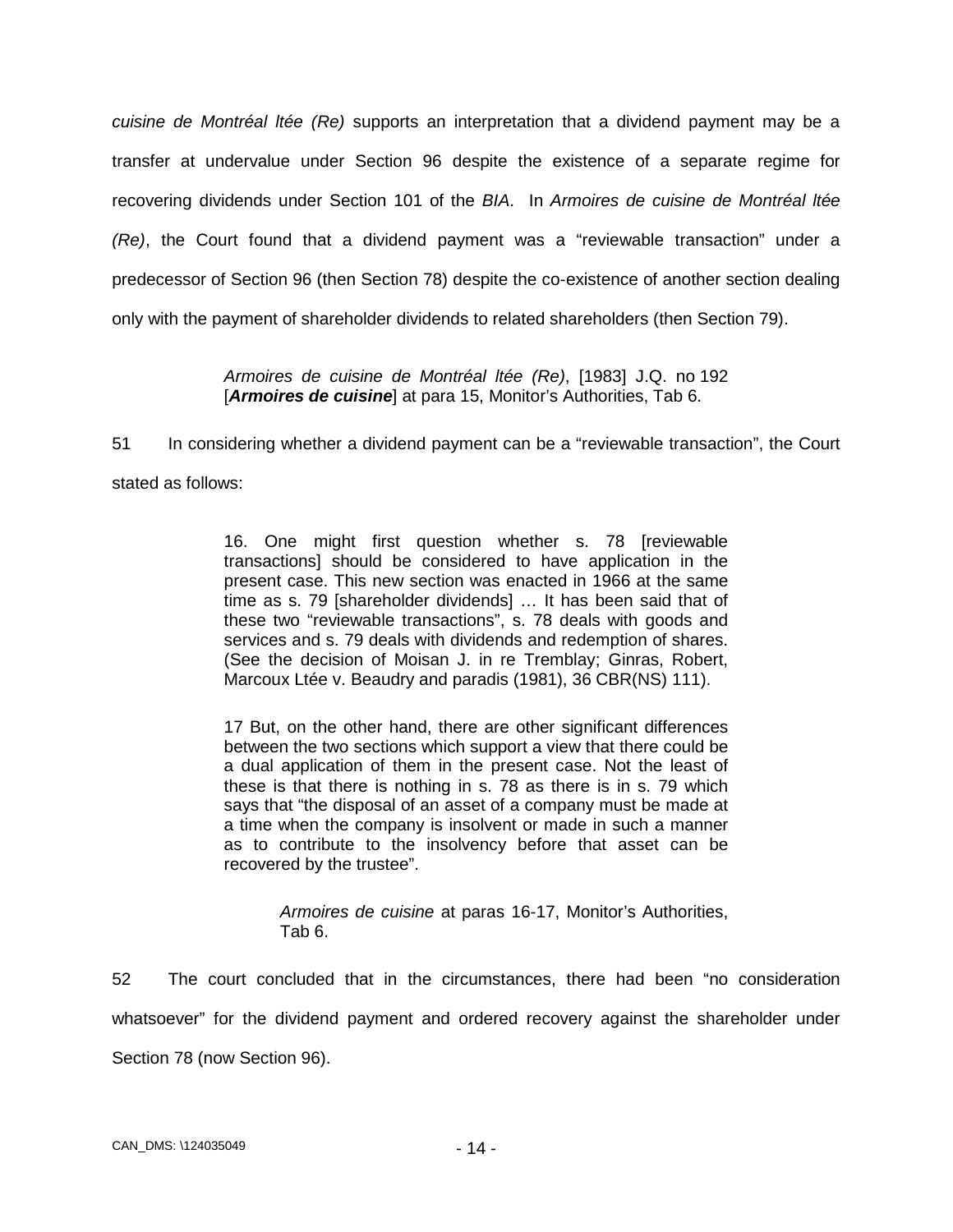*cuisine de Montréal ltée (Re)* supports an interpretation that a dividend payment may be a transfer at undervalue under Section 96 despite the existence of a separate regime for recovering dividends under Section 101 of the *BIA*. In *Armoires de cuisine de Montréal ltée (Re)*, the Court found that a dividend payment was a "reviewable transaction" under a predecessor of Section 96 (then Section 78) despite the co-existence of another section dealing only with the payment of shareholder dividends to related shareholders (then Section 79).

> *Armoires de cuisine de Montréal ltée (Re)*, [1983] J.Q. no 192 [***Armoires de cuisine***] at para 15, Monitor's Authorities, Tab 6.

51 In considering whether a dividend payment can be a "reviewable transaction", the Court stated as follows:

> 16. One might first question whether s. 78 [reviewable transactions] should be considered to have application in the present case. This new section was enacted in 1966 at the same time as s. 79 [shareholder dividends] … It has been said that of these two "reviewable transactions", s. 78 deals with goods and services and s. 79 deals with dividends and redemption of shares. (See the decision of Moisan J. in re Tremblay; Ginras, Robert, Marcoux Ltée v. Beaudry and paradis (1981), 36 CBR(NS) 111).
>
> 17 But, on the other hand, there are other significant differences between the two sections which support a view that there could be a dual application of them in the present case. Not the least of these is that there is nothing in s. 78 as there is in s. 79 which says that "the disposal of an asset of a company must be made at a time when the company is insolvent or made in such a manner as to contribute to the insolvency before that asset can be recovered by the trustee".
>
> > *Armoires de cuisine* at paras 16-17, Monitor's Authorities, Tab 6.

52 The court concluded that in the circumstances, there had been "no consideration whatsoever" for the dividend payment and ordered recovery against the shareholder under Section 78 (now Section 96).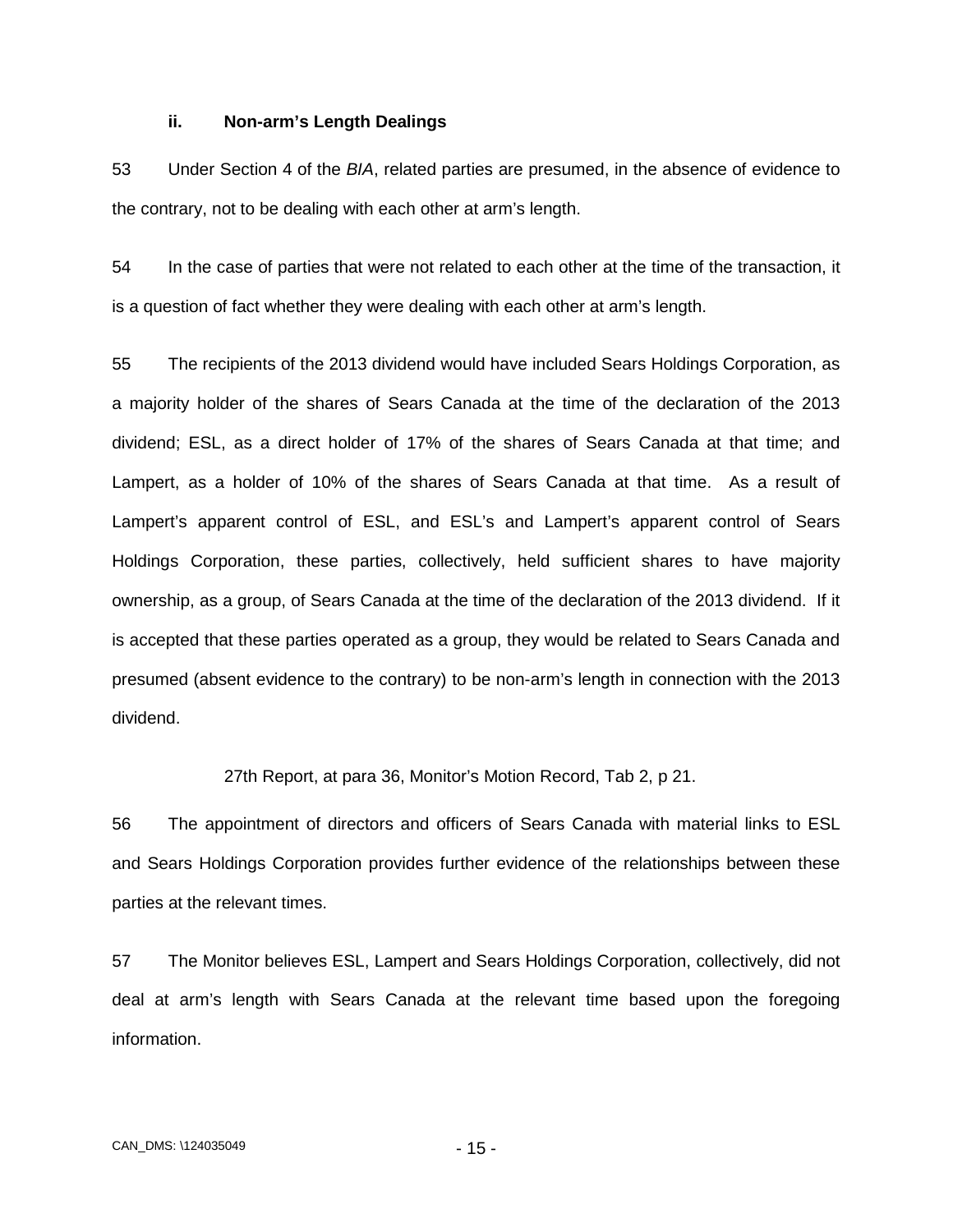### ii. Non-arm's Length Dealings

53 Under Section 4 of the *BIA*, related parties are presumed, in the absence of evidence to the contrary, not to be dealing with each other at arm's length.

54 In the case of parties that were not related to each other at the time of the transaction, it is a question of fact whether they were dealing with each other at arm's length.

55 The recipients of the 2013 dividend would have included Sears Holdings Corporation, as a majority holder of the shares of Sears Canada at the time of the declaration of the 2013 dividend; ESL, as a direct holder of 17% of the shares of Sears Canada at that time; and Lampert, as a holder of 10% of the shares of Sears Canada at that time. As a result of Lampert's apparent control of ESL, and ESL's and Lampert's apparent control of Sears Holdings Corporation, these parties, collectively, held sufficient shares to have majority ownership, as a group, of Sears Canada at the time of the declaration of the 2013 dividend. If it is accepted that these parties operated as a group, they would be related to Sears Canada and presumed (absent evidence to the contrary) to be non-arm's length in connection with the 2013 dividend.

27th Report, at para 36, Monitor's Motion Record, Tab 2, p 21.

56 The appointment of directors and officers of Sears Canada with material links to ESL and Sears Holdings Corporation provides further evidence of the relationships between these parties at the relevant times.

57 The Monitor believes ESL, Lampert and Sears Holdings Corporation, collectively, did not deal at arm's length with Sears Canada at the relevant time based upon the foregoing information.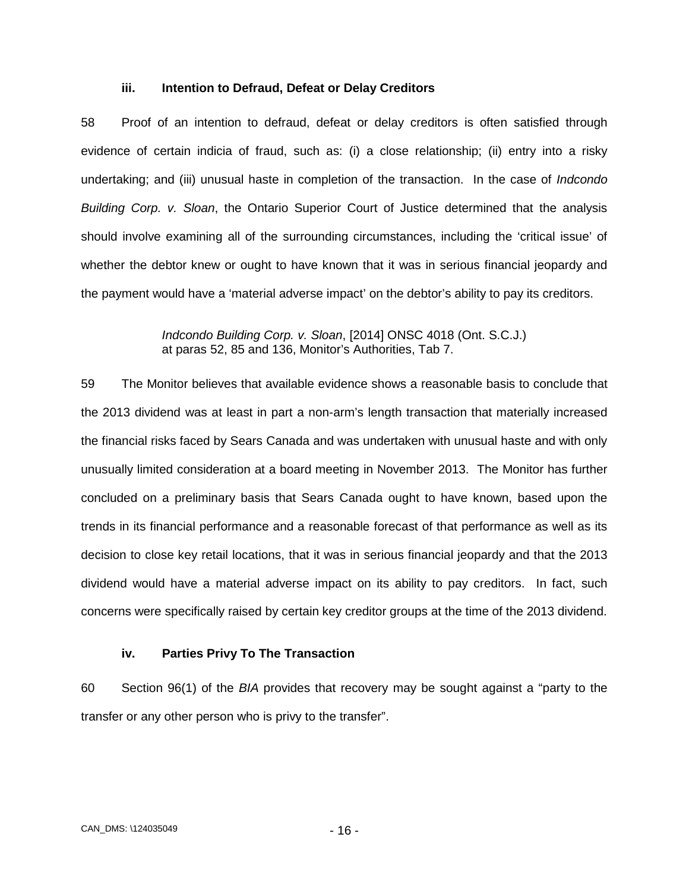### iii. Intention to Defraud, Defeat or Delay Creditors

58 Proof of an intention to defraud, defeat or delay creditors is often satisfied through evidence of certain indicia of fraud, such as: (i) a close relationship; (ii) entry into a risky undertaking; and (iii) unusual haste in completion of the transaction. In the case of *Indcondo Building Corp. v. Sloan*, the Ontario Superior Court of Justice determined that the analysis should involve examining all of the surrounding circumstances, including the 'critical issue' of whether the debtor knew or ought to have known that it was in serious financial jeopardy and the payment would have a 'material adverse impact' on the debtor's ability to pay its creditors.

> *Indcondo Building Corp. v. Sloan*, [2014] ONSC 4018 (Ont. S.C.J.) at paras 52, 85 and 136, Monitor's Authorities, Tab 7.

59 The Monitor believes that available evidence shows a reasonable basis to conclude that the 2013 dividend was at least in part a non-arm's length transaction that materially increased the financial risks faced by Sears Canada and was undertaken with unusual haste and with only unusually limited consideration at a board meeting in November 2013. The Monitor has further concluded on a preliminary basis that Sears Canada ought to have known, based upon the trends in its financial performance and a reasonable forecast of that performance as well as its decision to close key retail locations, that it was in serious financial jeopardy and that the 2013 dividend would have a material adverse impact on its ability to pay creditors. In fact, such concerns were specifically raised by certain key creditor groups at the time of the 2013 dividend.

### iv. Parties Privy To The Transaction

60 Section 96(1) of the *BIA* provides that recovery may be sought against a "party to the transfer or any other person who is privy to the transfer".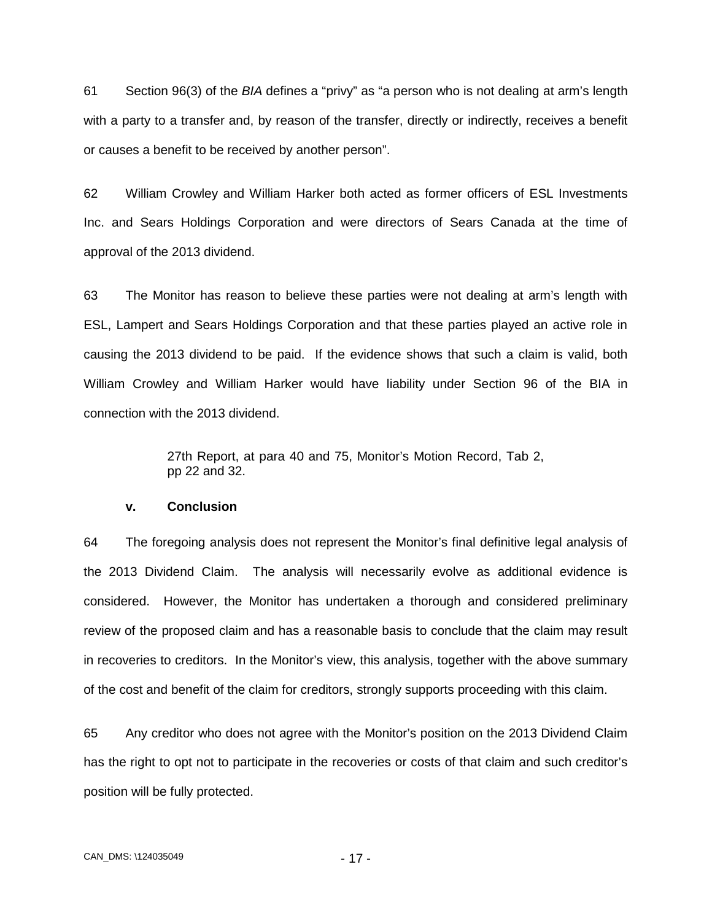61 Section 96(3) of the *BIA* defines a "privy" as "a person who is not dealing at arm's length with a party to a transfer and, by reason of the transfer, directly or indirectly, receives a benefit or causes a benefit to be received by another person".

62 William Crowley and William Harker both acted as former officers of ESL Investments Inc. and Sears Holdings Corporation and were directors of Sears Canada at the time of approval of the 2013 dividend.

63 The Monitor has reason to believe these parties were not dealing at arm's length with ESL, Lampert and Sears Holdings Corporation and that these parties played an active role in causing the 2013 dividend to be paid. If the evidence shows that such a claim is valid, both William Crowley and William Harker would have liability under Section 96 of the BIA in connection with the 2013 dividend.

> 27th Report, at para 40 and 75, Monitor's Motion Record, Tab 2, pp 22 and 32.

#### v. Conclusion

64 The foregoing analysis does not represent the Monitor's final definitive legal analysis of the 2013 Dividend Claim. The analysis will necessarily evolve as additional evidence is considered. However, the Monitor has undertaken a thorough and considered preliminary review of the proposed claim and has a reasonable basis to conclude that the claim may result in recoveries to creditors. In the Monitor's view, this analysis, together with the above summary of the cost and benefit of the claim for creditors, strongly supports proceeding with this claim.

65 Any creditor who does not agree with the Monitor's position on the 2013 Dividend Claim has the right to opt not to participate in the recoveries or costs of that claim and such creditor's position will be fully protected.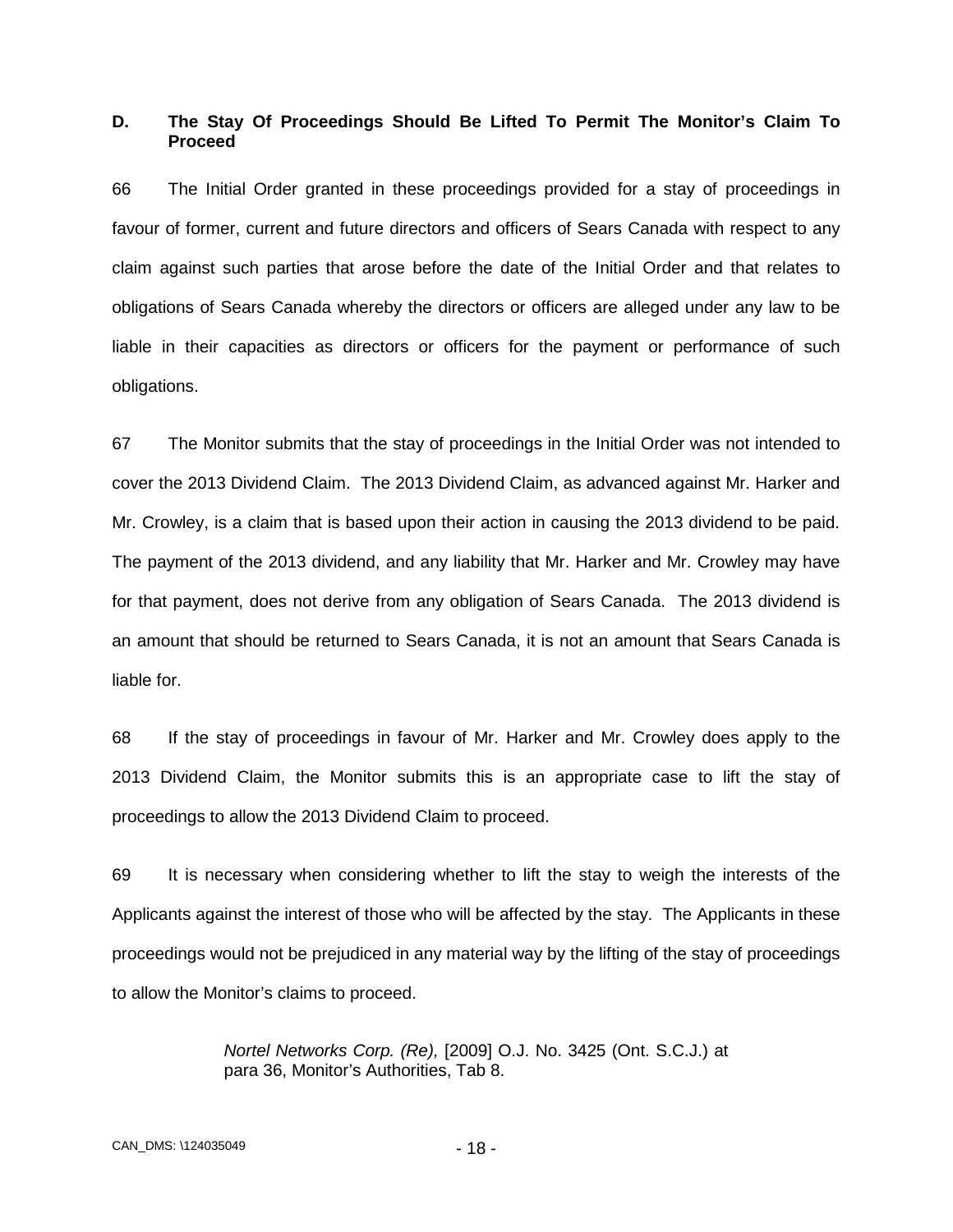## D. The Stay Of Proceedings Should Be Lifted To Permit The Monitor's Claim To Proceed

66 The Initial Order granted in these proceedings provided for a stay of proceedings in favour of former, current and future directors and officers of Sears Canada with respect to any claim against such parties that arose before the date of the Initial Order and that relates to obligations of Sears Canada whereby the directors or officers are alleged under any law to be liable in their capacities as directors or officers for the payment or performance of such obligations.

67 The Monitor submits that the stay of proceedings in the Initial Order was not intended to cover the 2013 Dividend Claim. The 2013 Dividend Claim, as advanced against Mr. Harker and Mr. Crowley, is a claim that is based upon their action in causing the 2013 dividend to be paid. The payment of the 2013 dividend, and any liability that Mr. Harker and Mr. Crowley may have for that payment, does not derive from any obligation of Sears Canada. The 2013 dividend is an amount that should be returned to Sears Canada, it is not an amount that Sears Canada is liable for.

68 If the stay of proceedings in favour of Mr. Harker and Mr. Crowley does apply to the 2013 Dividend Claim, the Monitor submits this is an appropriate case to lift the stay of proceedings to allow the 2013 Dividend Claim to proceed.

69 It is necessary when considering whether to lift the stay to weigh the interests of the Applicants against the interest of those who will be affected by the stay. The Applicants in these proceedings would not be prejudiced in any material way by the lifting of the stay of proceedings to allow the Monitor's claims to proceed.

> *Nortel Networks Corp. (Re),* [2009] O.J. No. 3425 (Ont. S.C.J.) at para 36, Monitor's Authorities, Tab 8.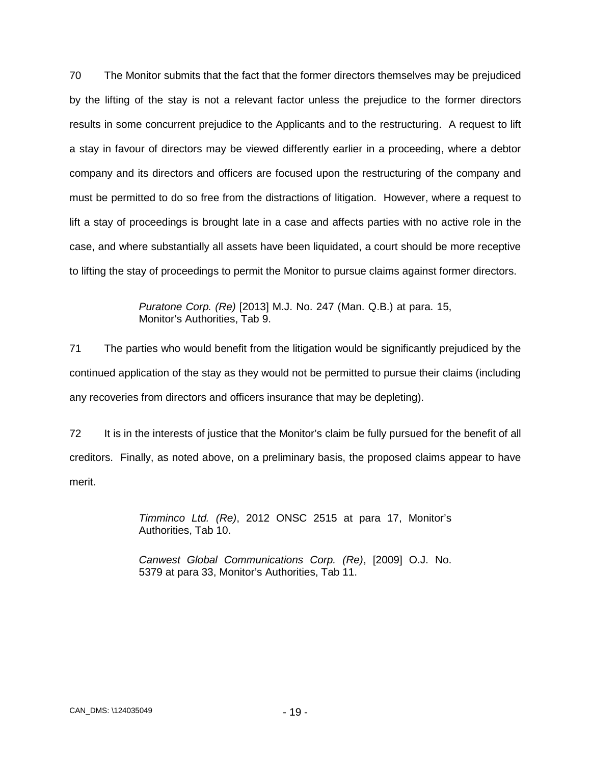70 The Monitor submits that the fact that the former directors themselves may be prejudiced by the lifting of the stay is not a relevant factor unless the prejudice to the former directors results in some concurrent prejudice to the Applicants and to the restructuring. A request to lift a stay in favour of directors may be viewed differently earlier in a proceeding, where a debtor company and its directors and officers are focused upon the restructuring of the company and must be permitted to do so free from the distractions of litigation. However, where a request to lift a stay of proceedings is brought late in a case and affects parties with no active role in the case, and where substantially all assets have been liquidated, a court should be more receptive to lifting the stay of proceedings to permit the Monitor to pursue claims against former directors.

> *Puratone Corp. (Re)* [2013] M.J. No. 247 (Man. Q.B.) at para. 15, Monitor's Authorities, Tab 9.

71 The parties who would benefit from the litigation would be significantly prejudiced by the continued application of the stay as they would not be permitted to pursue their claims (including any recoveries from directors and officers insurance that may be depleting).

72 It is in the interests of justice that the Monitor's claim be fully pursued for the benefit of all creditors. Finally, as noted above, on a preliminary basis, the proposed claims appear to have merit.

> *Timminco Ltd. (Re)*, 2012 ONSC 2515 at para 17, Monitor's Authorities, Tab 10.
>
> *Canwest Global Communications Corp. (Re)*, [2009] O.J. No. 5379 at para 33, Monitor's Authorities, Tab 11.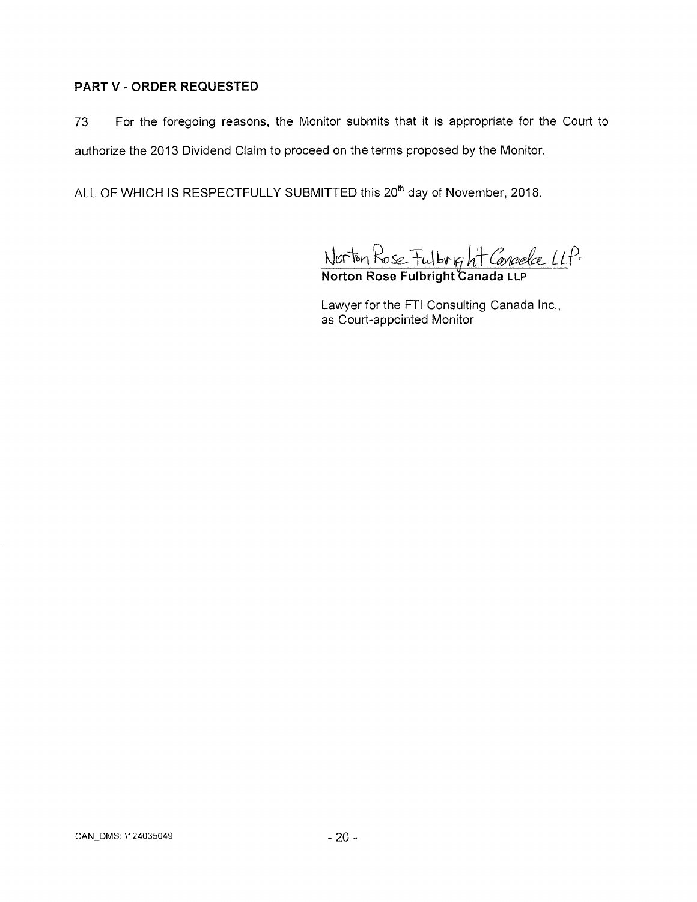**PART V - ORDER REQUESTED**

73 For the foregoing reasons, the Monitor submits that it is appropriate for the Court to authorize the 2013 Dividend Claim to proceed on the terms proposed by the Monitor.

ALL OF WHICH IS RESPECTFULLY SUBMITTED this 20th day of November, 2018.

Norton Rose Fulbright Canada LLP

**Norton Rose Fulbright Canada LLP**

Lawyer for the FTI Consulting Canada Inc., as Court-appointed Monitor

CAN_DMS: \124035049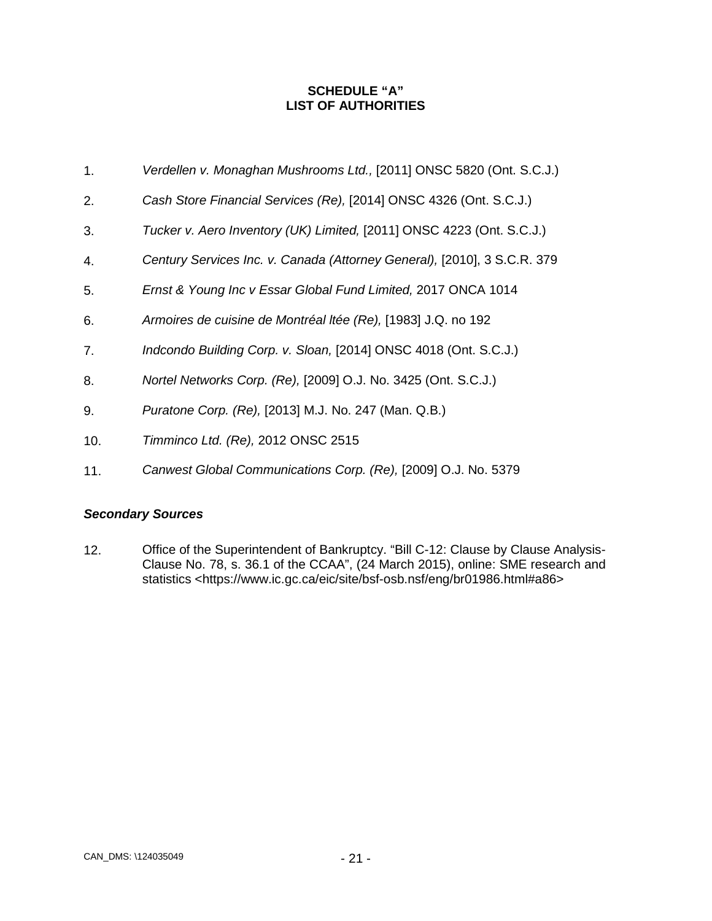**SCHEDULE "A"**
**LIST OF AUTHORITIES**

1. *Verdellen v. Monaghan Mushrooms Ltd.,* [2011] ONSC 5820 (Ont. S.C.J.)
2. *Cash Store Financial Services (Re),* [2014] ONSC 4326 (Ont. S.C.J.)
3. *Tucker v. Aero Inventory (UK) Limited,* [2011] ONSC 4223 (Ont. S.C.J.)
4. *Century Services Inc. v. Canada (Attorney General),* [2010], 3 S.C.R. 379
5. *Ernst & Young Inc v Essar Global Fund Limited,* 2017 ONCA 1014
6. *Armoires de cuisine de Montréal ltée (Re),* [1983] J.Q. no 192
7. *Indcondo Building Corp. v. Sloan,* [2014] ONSC 4018 (Ont. S.C.J.)
8. *Nortel Networks Corp. (Re),* [2009] O.J. No. 3425 (Ont. S.C.J.)
9. *Puratone Corp. (Re),* [2013] M.J. No. 247 (Man. Q.B.)
10. *Timminco Ltd. (Re),* 2012 ONSC 2515
11. *Canwest Global Communications Corp. (Re),* [2009] O.J. No. 5379

***Secondary Sources***

12. Office of the Superintendent of Bankruptcy. "Bill C-12: Clause by Clause Analysis- Clause No. 78, s. 36.1 of the CCAA", (24 March 2015), online: SME research and statistics <https://www.ic.gc.ca/eic/site/bsf-osb.nsf/eng/br01986.html#a86>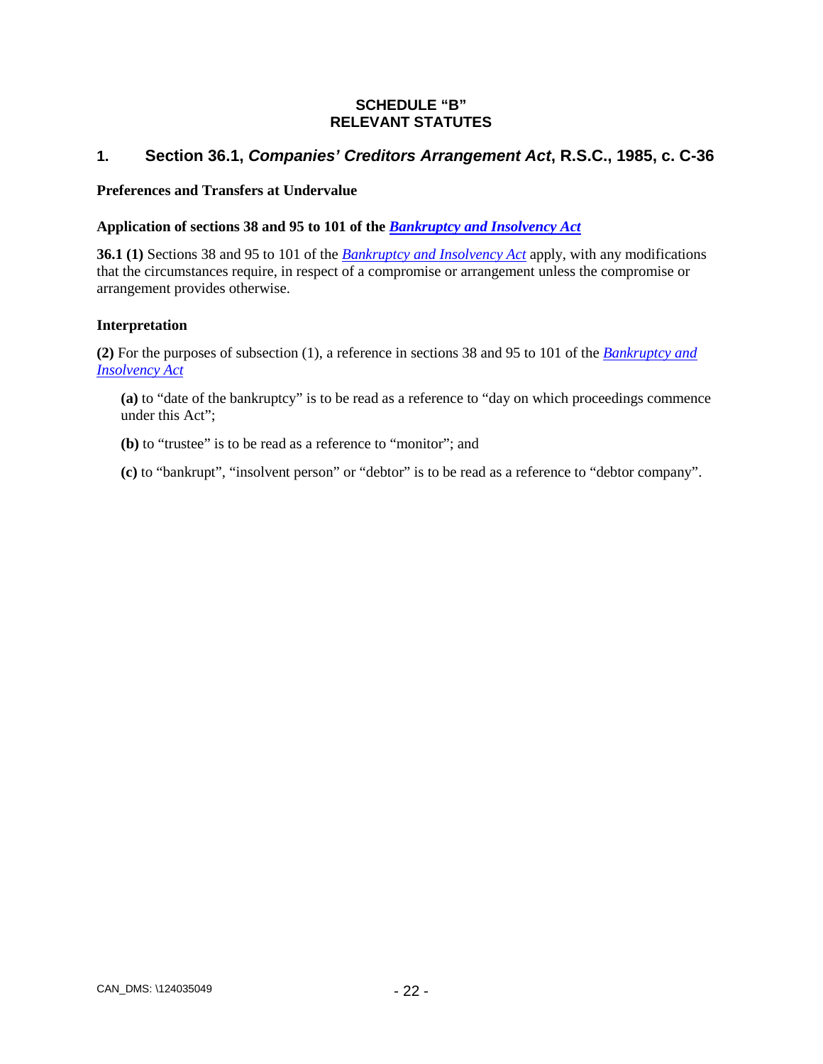# SCHEDULE "B"
# RELEVANT STATUTES

## 1. Section 36.1, *Companies' Creditors Arrangement Act*, R.S.C., 1985, c. C-36

**Preferences and Transfers at Undervalue**

**Application of sections 38 and 95 to 101 of the *Bankruptcy and Insolvency Act***

**36.1 (1)** Sections 38 and 95 to 101 of the *Bankruptcy and Insolvency Act* apply, with any modifications that the circumstances require, in respect of a compromise or arrangement unless the compromise or arrangement provides otherwise.

**Interpretation**

**(2)** For the purposes of subsection (1), a reference in sections 38 and 95 to 101 of the *Bankruptcy and Insolvency Act*

> **(a)** to "date of the bankruptcy" is to be read as a reference to "day on which proceedings commence under this Act";
>
> **(b)** to "trustee" is to be read as a reference to "monitor"; and
>
> **(c)** to "bankrupt", "insolvent person" or "debtor" is to be read as a reference to "debtor company".

CAN_DMS: \124035049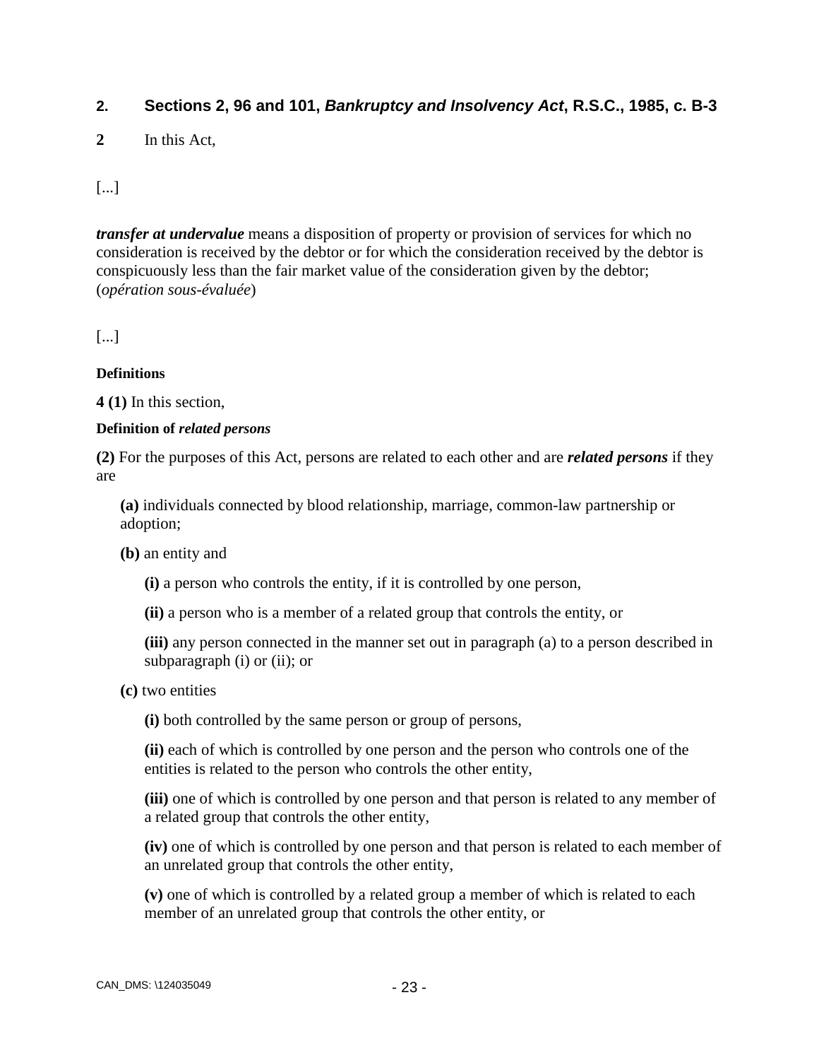## 2. Sections 2, 96 and 101, *Bankruptcy and Insolvency Act*, R.S.C., 1985, c. B-3

**2** In this Act,

[...]

***transfer at undervalue*** means a disposition of property or provision of services for which no consideration is received by the debtor or for which the consideration received by the debtor is conspicuously less than the fair market value of the consideration given by the debtor; (*opération sous-évaluée*)

[...]

**Definitions**

**4 (1)** In this section,

**Definition of *related persons***

**(2)** For the purposes of this Act, persons are related to each other and are ***related persons*** if they are

> **(a)** individuals connected by blood relationship, marriage, common-law partnership or adoption;
>
> **(b)** an entity and
>
> > **(i)** a person who controls the entity, if it is controlled by one person,
> >
> > **(ii)** a person who is a member of a related group that controls the entity, or
> >
> > **(iii)** any person connected in the manner set out in paragraph (a) to a person described in subparagraph (i) or (ii); or
>
> **(c)** two entities
>
> > **(i)** both controlled by the same person or group of persons,
> >
> > **(ii)** each of which is controlled by one person and the person who controls one of the entities is related to the person who controls the other entity,
> >
> > **(iii)** one of which is controlled by one person and that person is related to any member of a related group that controls the other entity,
> >
> > **(iv)** one of which is controlled by one person and that person is related to each member of an unrelated group that controls the other entity,
> >
> > **(v)** one of which is controlled by a related group a member of which is related to each member of an unrelated group that controls the other entity, or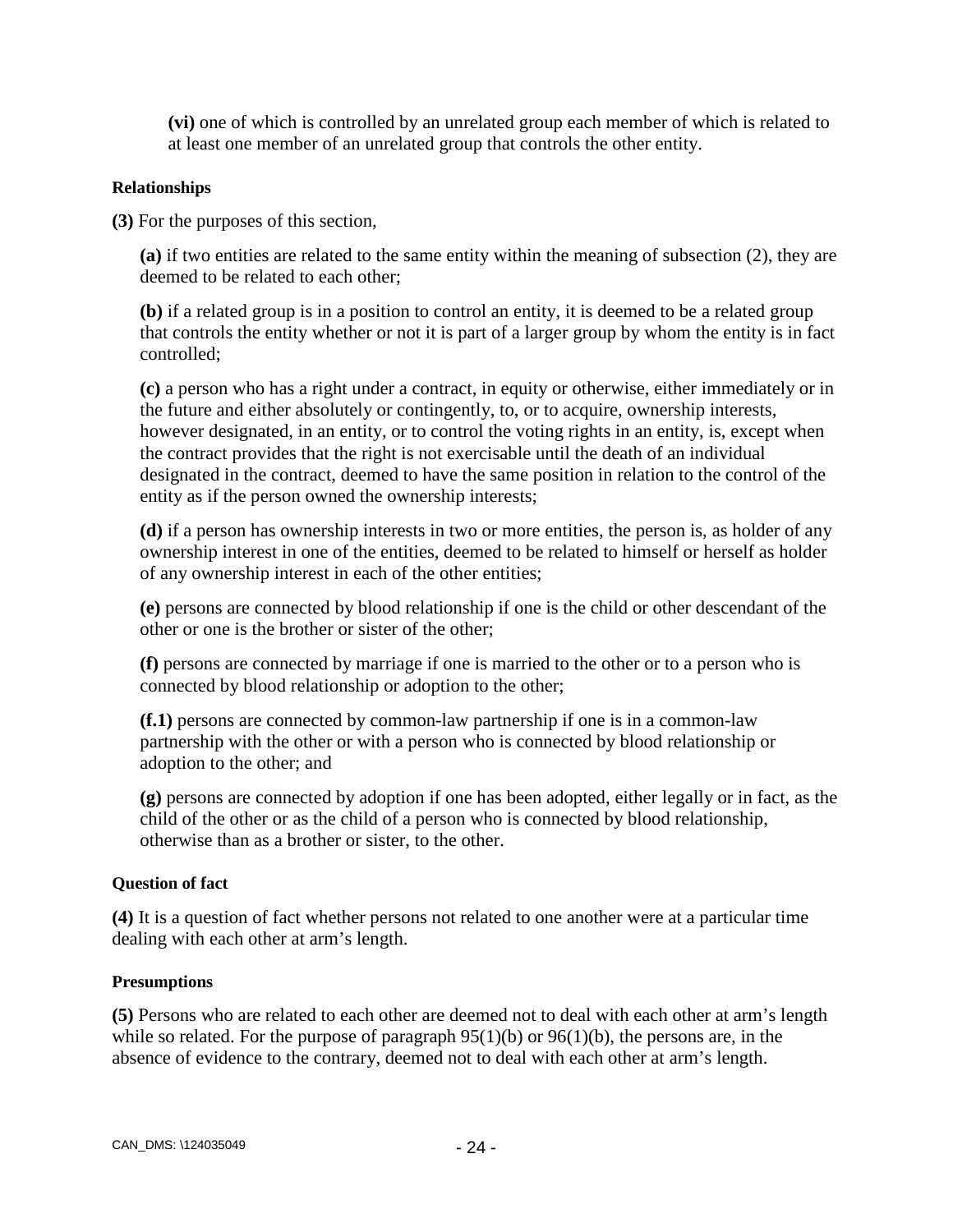**(vi)** one of which is controlled by an unrelated group each member of which is related to at least one member of an unrelated group that controls the other entity.

**Relationships**

**(3)** For the purposes of this section,

**(a)** if two entities are related to the same entity within the meaning of subsection (2), they are deemed to be related to each other;

**(b)** if a related group is in a position to control an entity, it is deemed to be a related group that controls the entity whether or not it is part of a larger group by whom the entity is in fact controlled;

**(c)** a person who has a right under a contract, in equity or otherwise, either immediately or in the future and either absolutely or contingently, to, or to acquire, ownership interests, however designated, in an entity, or to control the voting rights in an entity, is, except when the contract provides that the right is not exercisable until the death of an individual designated in the contract, deemed to have the same position in relation to the control of the entity as if the person owned the ownership interests;

**(d)** if a person has ownership interests in two or more entities, the person is, as holder of any ownership interest in one of the entities, deemed to be related to himself or herself as holder of any ownership interest in each of the other entities;

**(e)** persons are connected by blood relationship if one is the child or other descendant of the other or one is the brother or sister of the other;

**(f)** persons are connected by marriage if one is married to the other or to a person who is connected by blood relationship or adoption to the other;

**(f.1)** persons are connected by common-law partnership if one is in a common-law partnership with the other or with a person who is connected by blood relationship or adoption to the other; and

**(g)** persons are connected by adoption if one has been adopted, either legally or in fact, as the child of the other or as the child of a person who is connected by blood relationship, otherwise than as a brother or sister, to the other.

**Question of fact**

**(4)** It is a question of fact whether persons not related to one another were at a particular time dealing with each other at arm's length.

**Presumptions**

**(5)** Persons who are related to each other are deemed not to deal with each other at arm's length while so related. For the purpose of paragraph 95(1)(b) or 96(1)(b), the persons are, in the absence of evidence to the contrary, deemed not to deal with each other at arm's length.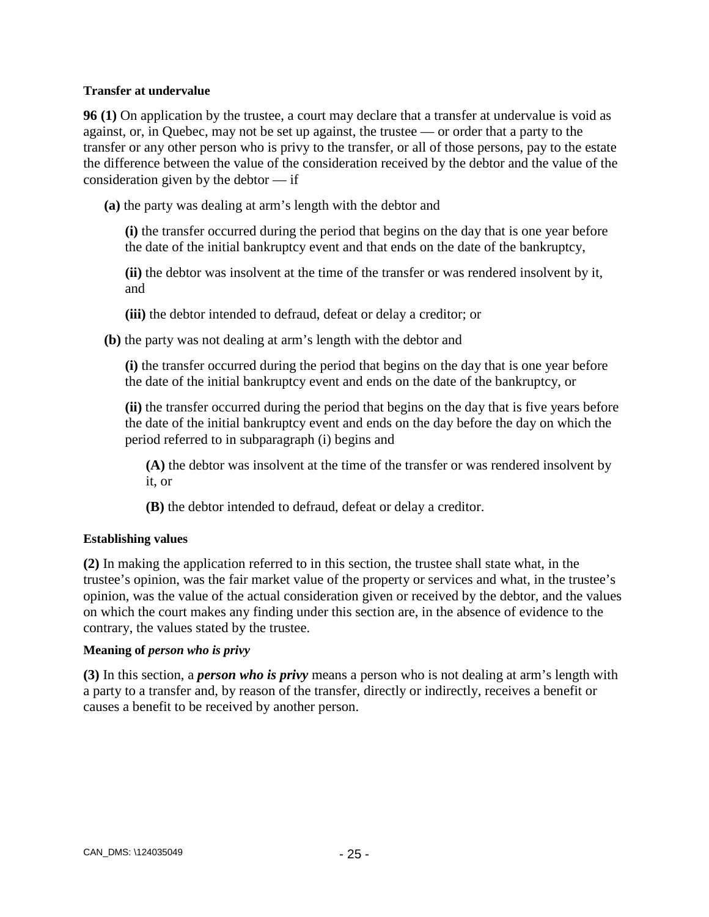**Transfer at undervalue**

**96 (1)** On application by the trustee, a court may declare that a transfer at undervalue is void as against, or, in Quebec, may not be set up against, the trustee — or order that a party to the transfer or any other person who is privy to the transfer, or all of those persons, pay to the estate the difference between the value of the consideration received by the debtor and the value of the consideration given by the debtor — if

**(a)** the party was dealing at arm's length with the debtor and

> **(i)** the transfer occurred during the period that begins on the day that is one year before the date of the initial bankruptcy event and that ends on the date of the bankruptcy,
>
> **(ii)** the debtor was insolvent at the time of the transfer or was rendered insolvent by it, and
>
> **(iii)** the debtor intended to defraud, defeat or delay a creditor; or

**(b)** the party was not dealing at arm's length with the debtor and

> **(i)** the transfer occurred during the period that begins on the day that is one year before the date of the initial bankruptcy event and ends on the date of the bankruptcy, or
>
> **(ii)** the transfer occurred during the period that begins on the day that is five years before the date of the initial bankruptcy event and ends on the day before the day on which the period referred to in subparagraph (i) begins and
>
> > **(A)** the debtor was insolvent at the time of the transfer or was rendered insolvent by it, or
> >
> > **(B)** the debtor intended to defraud, defeat or delay a creditor.

**Establishing values**

**(2)** In making the application referred to in this section, the trustee shall state what, in the trustee's opinion, was the fair market value of the property or services and what, in the trustee's opinion, was the value of the actual consideration given or received by the debtor, and the values on which the court makes any finding under this section are, in the absence of evidence to the contrary, the values stated by the trustee.

**Meaning of *person who is privy***

**(3)** In this section, a ***person who is privy*** means a person who is not dealing at arm's length with a party to a transfer and, by reason of the transfer, directly or indirectly, receives a benefit or causes a benefit to be received by another person.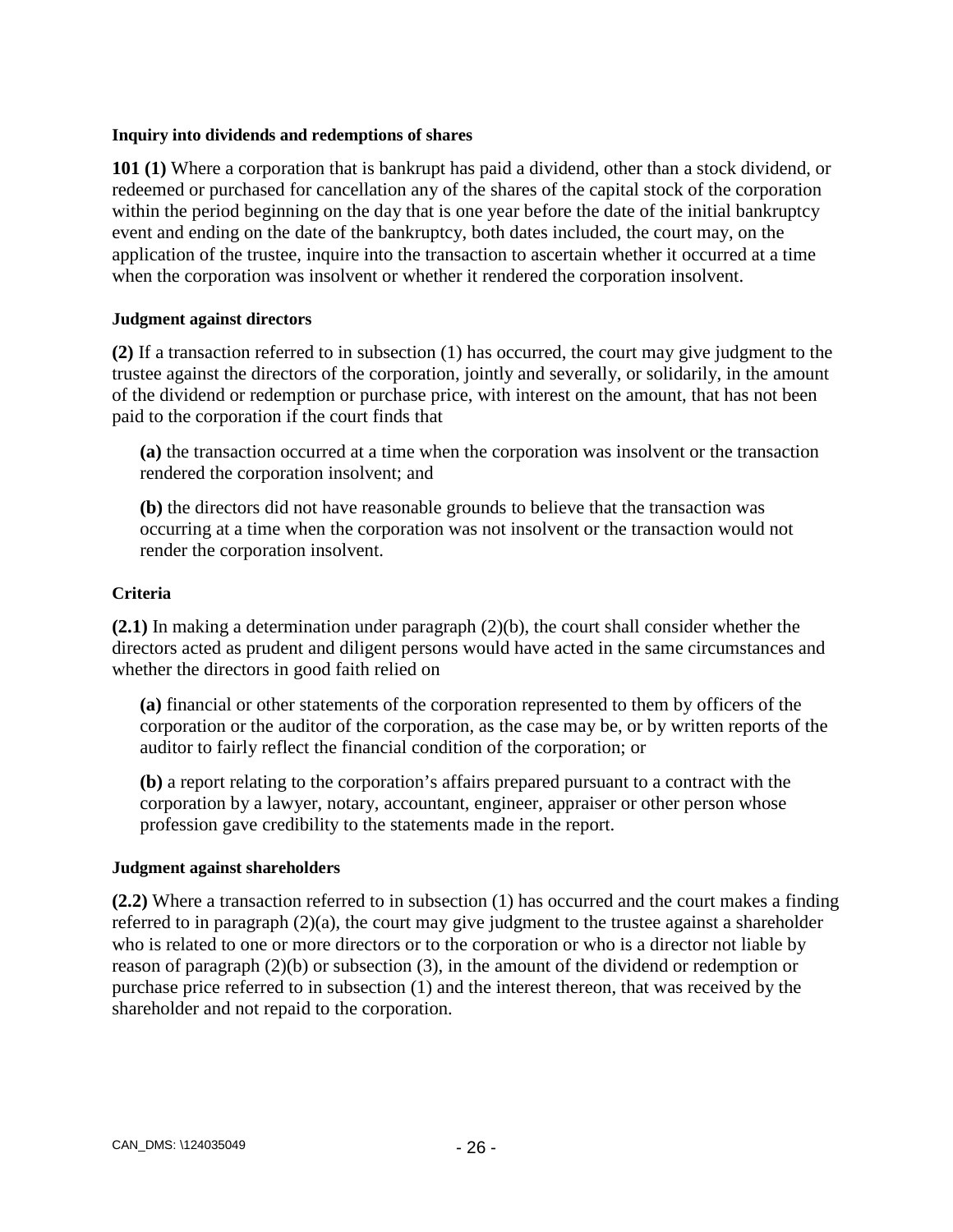**Inquiry into dividends and redemptions of shares**

**101 (1)** Where a corporation that is bankrupt has paid a dividend, other than a stock dividend, or redeemed or purchased for cancellation any of the shares of the capital stock of the corporation within the period beginning on the day that is one year before the date of the initial bankruptcy event and ending on the date of the bankruptcy, both dates included, the court may, on the application of the trustee, inquire into the transaction to ascertain whether it occurred at a time when the corporation was insolvent or whether it rendered the corporation insolvent.

**Judgment against directors**

**(2)** If a transaction referred to in subsection (1) has occurred, the court may give judgment to the trustee against the directors of the corporation, jointly and severally, or solidarily, in the amount of the dividend or redemption or purchase price, with interest on the amount, that has not been paid to the corporation if the court finds that

> **(a)** the transaction occurred at a time when the corporation was insolvent or the transaction rendered the corporation insolvent; and
>
> **(b)** the directors did not have reasonable grounds to believe that the transaction was occurring at a time when the corporation was not insolvent or the transaction would not render the corporation insolvent.

**Criteria**

**(2.1)** In making a determination under paragraph (2)(b), the court shall consider whether the directors acted as prudent and diligent persons would have acted in the same circumstances and whether the directors in good faith relied on

> **(a)** financial or other statements of the corporation represented to them by officers of the corporation or the auditor of the corporation, as the case may be, or by written reports of the auditor to fairly reflect the financial condition of the corporation; or
>
> **(b)** a report relating to the corporation's affairs prepared pursuant to a contract with the corporation by a lawyer, notary, accountant, engineer, appraiser or other person whose profession gave credibility to the statements made in the report.

**Judgment against shareholders**

**(2.2)** Where a transaction referred to in subsection (1) has occurred and the court makes a finding referred to in paragraph (2)(a), the court may give judgment to the trustee against a shareholder who is related to one or more directors or to the corporation or who is a director not liable by reason of paragraph (2)(b) or subsection (3), in the amount of the dividend or redemption or purchase price referred to in subsection (1) and the interest thereon, that was received by the shareholder and not repaid to the corporation.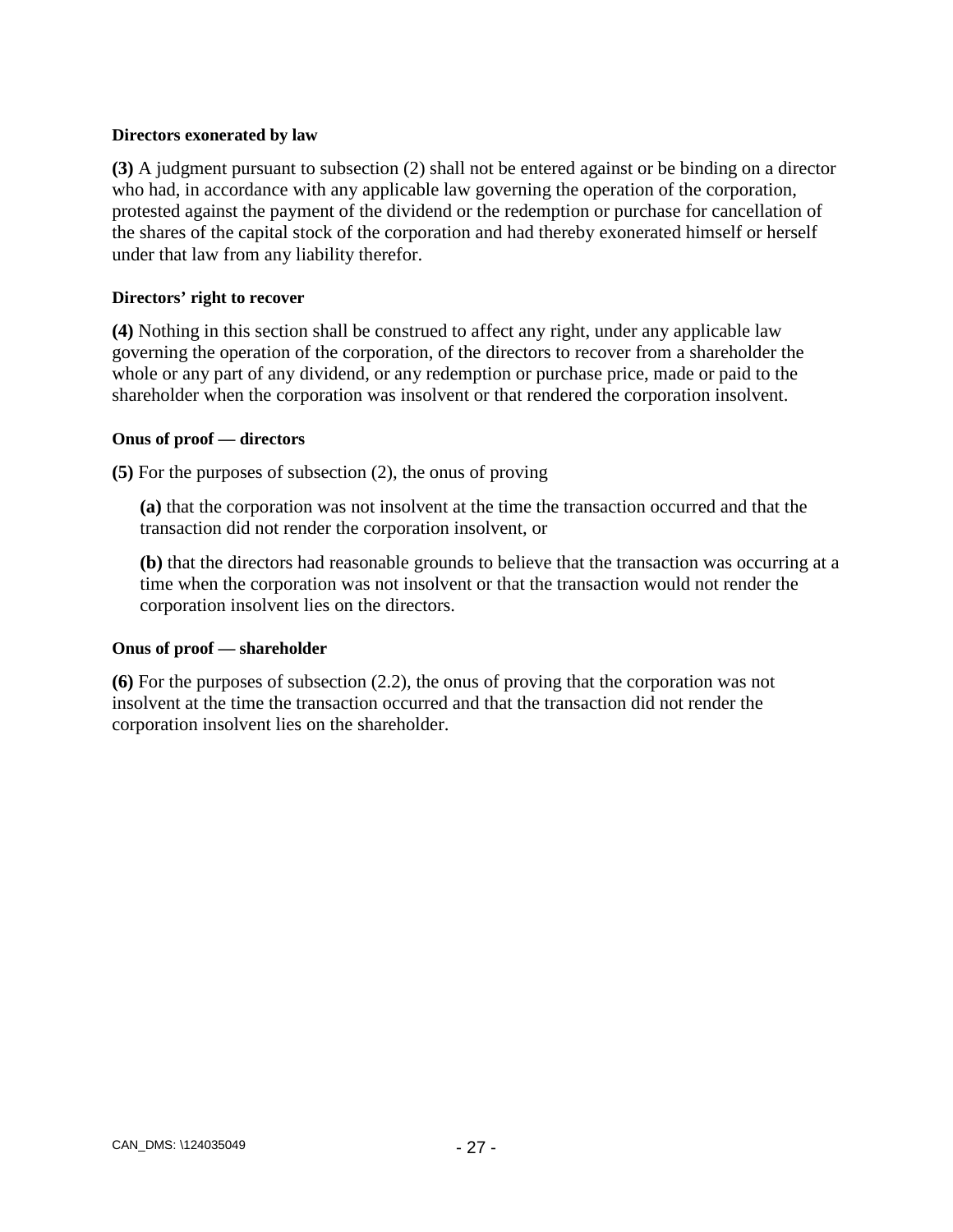**Directors exonerated by law**

**(3)** A judgment pursuant to subsection (2) shall not be entered against or be binding on a director who had, in accordance with any applicable law governing the operation of the corporation, protested against the payment of the dividend or the redemption or purchase for cancellation of the shares of the capital stock of the corporation and had thereby exonerated himself or herself under that law from any liability therefor.

**Directors' right to recover**

**(4)** Nothing in this section shall be construed to affect any right, under any applicable law governing the operation of the corporation, of the directors to recover from a shareholder the whole or any part of any dividend, or any redemption or purchase price, made or paid to the shareholder when the corporation was insolvent or that rendered the corporation insolvent.

**Onus of proof — directors**

**(5)** For the purposes of subsection (2), the onus of proving

> **(a)** that the corporation was not insolvent at the time the transaction occurred and that the transaction did not render the corporation insolvent, or
>
> **(b)** that the directors had reasonable grounds to believe that the transaction was occurring at a time when the corporation was not insolvent or that the transaction would not render the corporation insolvent lies on the directors.

**Onus of proof — shareholder**

**(6)** For the purposes of subsection (2.2), the onus of proving that the corporation was not insolvent at the time the transaction occurred and that the transaction did not render the corporation insolvent lies on the shareholder.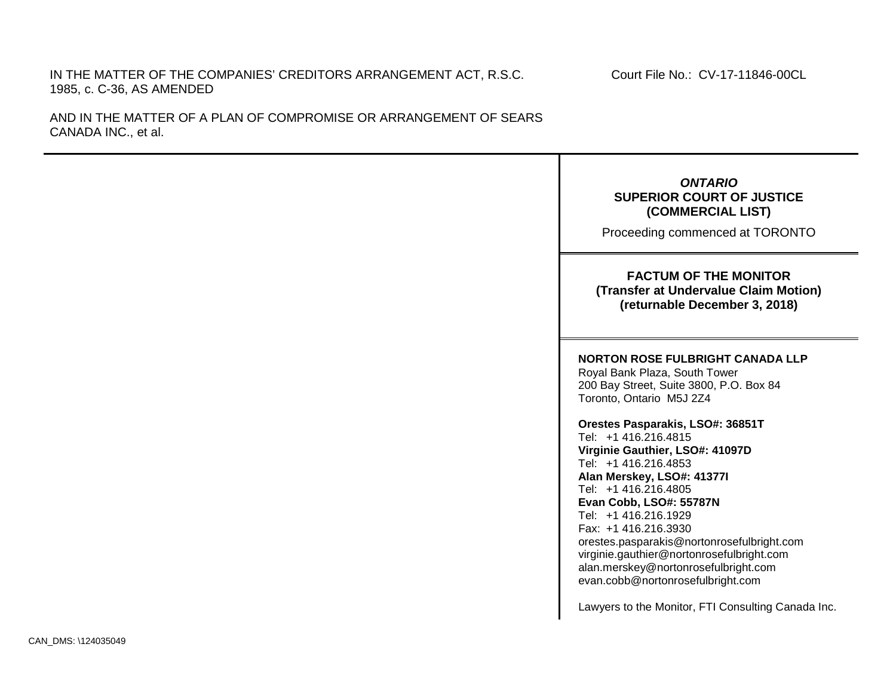IN THE MATTER OF THE COMPANIES' CREDITORS ARRANGEMENT ACT, R.S.C. 1985, c. C-36, AS AMENDED

Court File No.: CV-17-11846-00CL

AND IN THE MATTER OF A PLAN OF COMPROMISE OR ARRANGEMENT OF SEARS CANADA INC., et al.

***ONTARIO***
**SUPERIOR COURT OF JUSTICE**
**(COMMERCIAL LIST)**

Proceeding commenced at TORONTO

**FACTUM OF THE MONITOR**
**(Transfer at Undervalue Claim Motion)**
**(returnable December 3, 2018)**

**NORTON ROSE FULBRIGHT CANADA LLP**
Royal Bank Plaza, South Tower
200 Bay Street, Suite 3800, P.O. Box 84
Toronto, Ontario M5J 2Z4

**Orestes Pasparakis, LSO#: 36851T**
Tel: +1 416.216.4815
**Virginie Gauthier, LSO#: 41097D**
Tel: +1 416.216.4853
**Alan Merskey, LSO#: 41377I**
Tel: +1 416.216.4805
**Evan Cobb, LSO#: 55787N**
Tel: +1 416.216.1929
Fax: +1 416.216.3930
orestes.pasparakis@nortonrosefulbright.com
virginie.gauthier@nortonrosefulbright.com
alan.merskey@nortonrosefulbright.com
evan.cobb@nortonrosefulbright.com

Lawyers to the Monitor, FTI Consulting Canada Inc.

CAN_DMS: \124035049